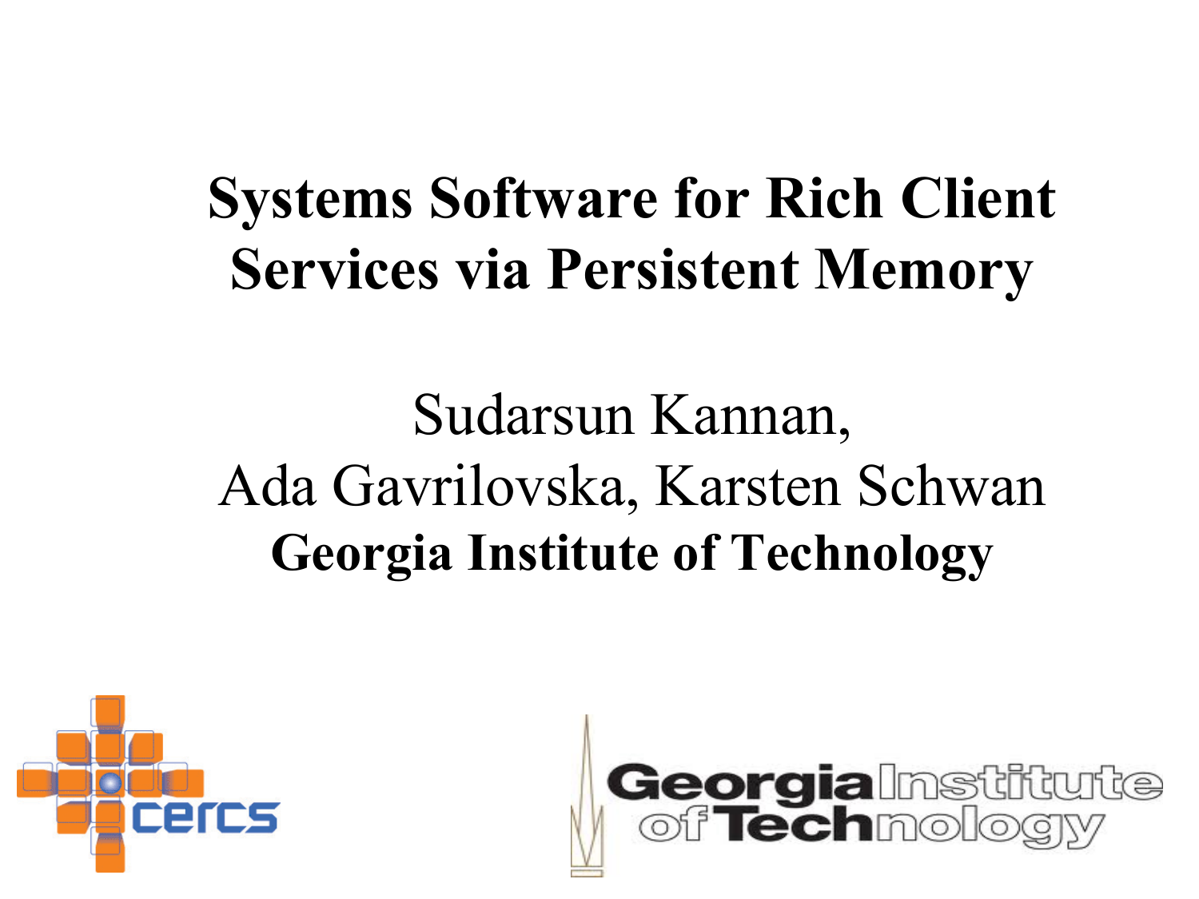# Systems Software for Rich Client Services via Persistent Memory

Sudarsun Kannan,

Ada Gavrilovska, Karsten Schwan

**Georgia Institute of Technology**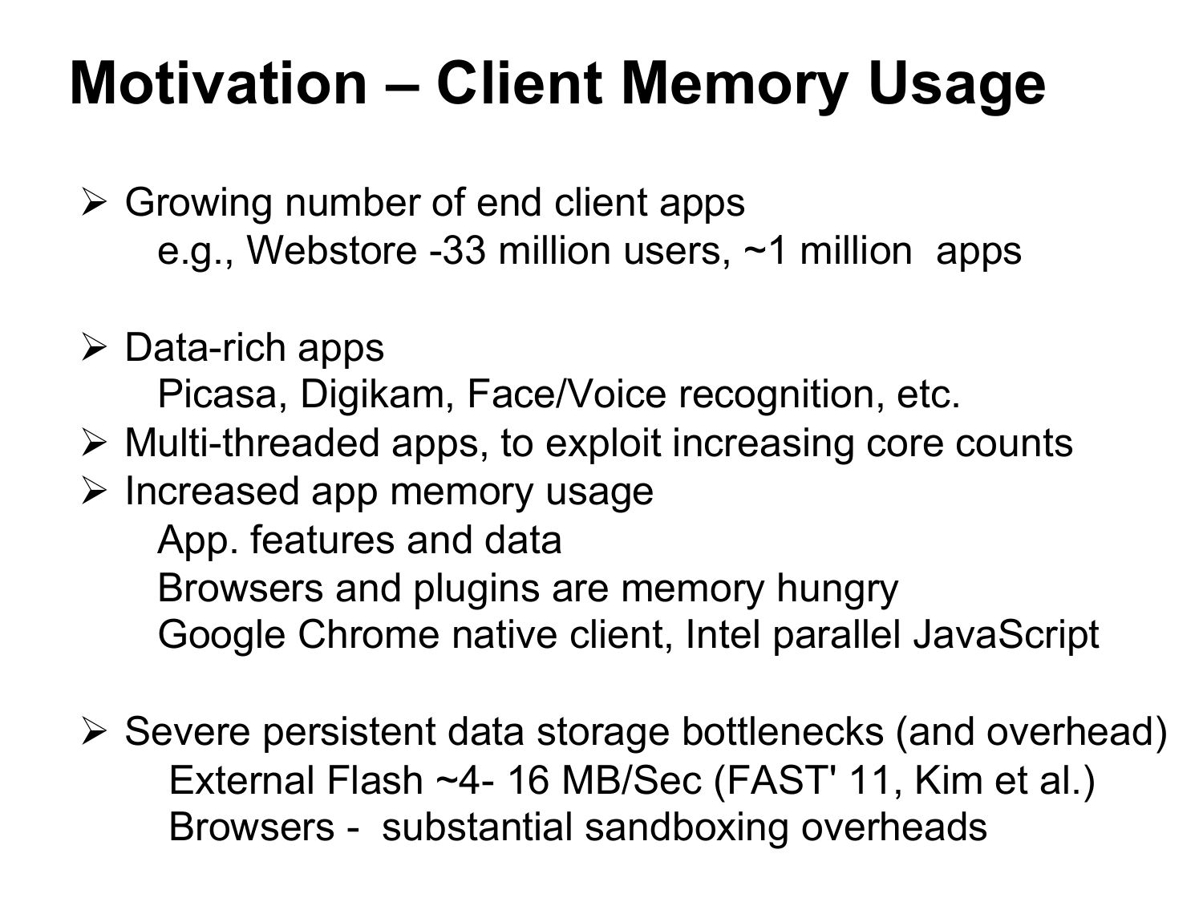# Motivation – Client Memory Usage

- Growing number of end client apps
  - e.g., Webstore -33 million users, ~1 million apps
- Data-rich apps
  - Picasa, Digikam, Face/Voice recognition, etc.
- Multi-threaded apps, to exploit increasing core counts
- Increased app memory usage
  - App. features and data
  - Browsers and plugins are memory hungry
  - Google Chrome native client, Intel parallel JavaScript
- Severe persistent data storage bottlenecks (and overhead)
  - External Flash ~4- 16 MB/Sec (FAST' 11, Kim et al.)
  - Browsers - substantial sandboxing overheads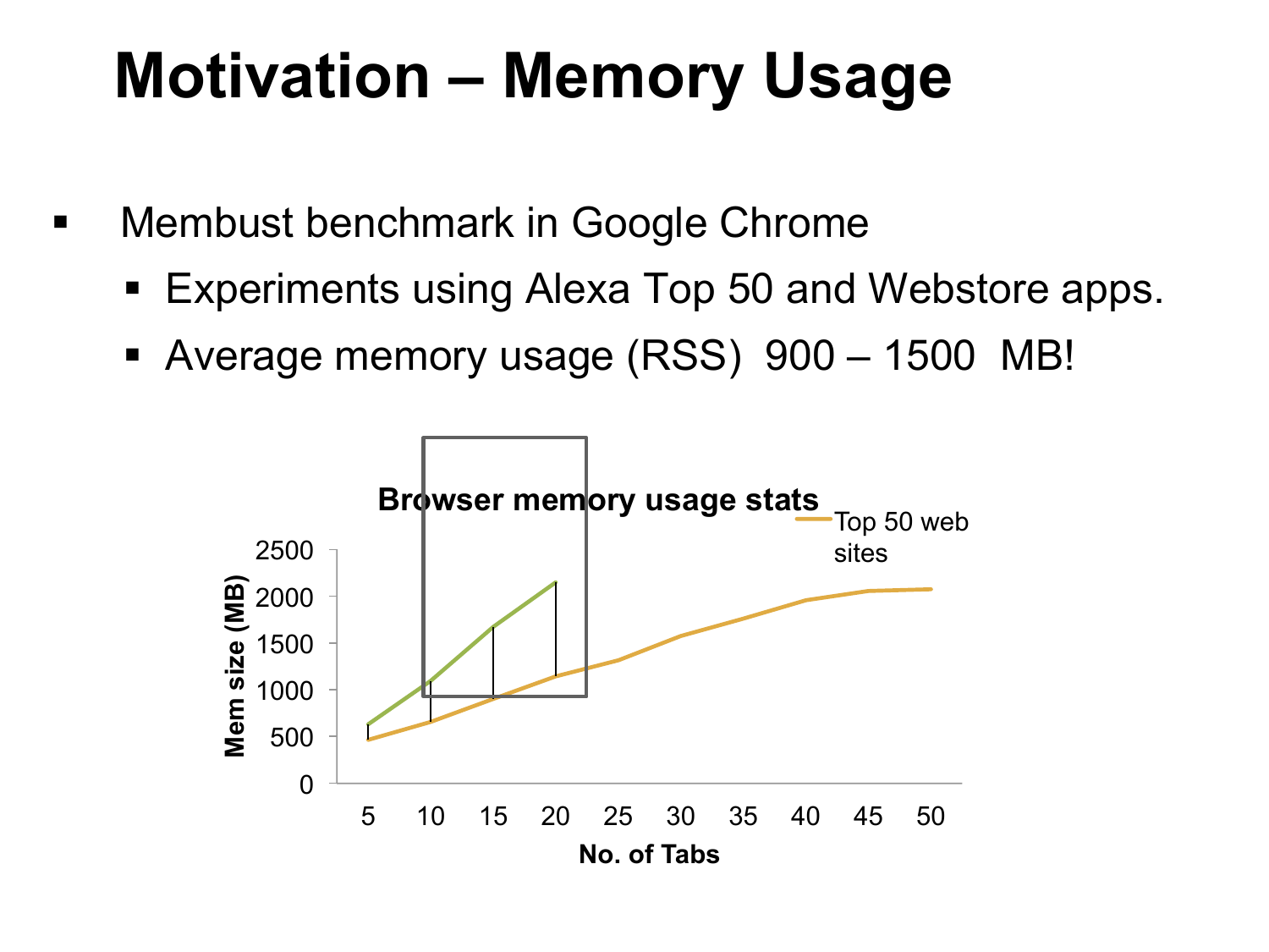# Motivation – Memory Usage

- Membust benchmark in Google Chrome
  - Experiments using Alexa Top 50 and Webstore apps.
  - Average memory usage (RSS) 900 – 1500 MB!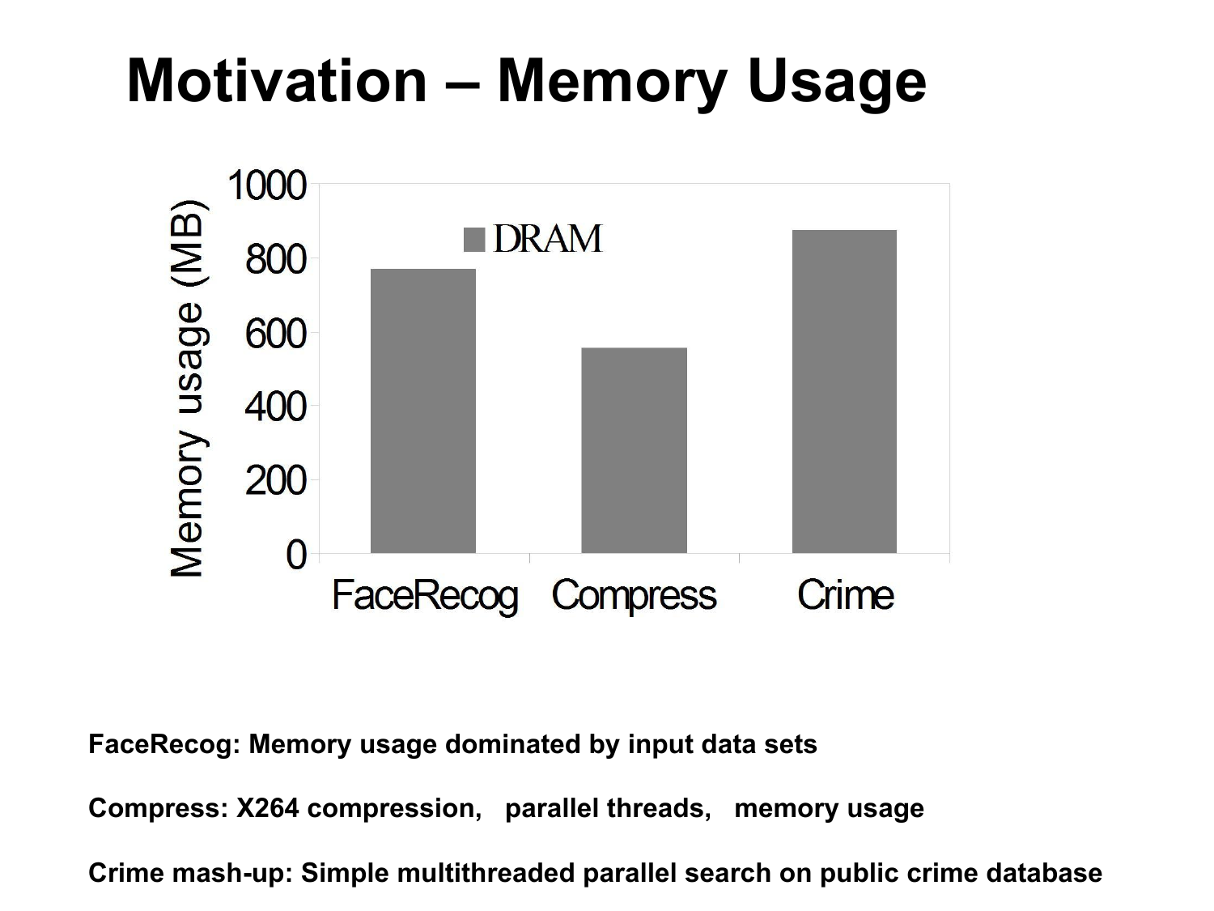# Motivation – Memory Usage

FaceRecog: Memory usage dominated by input data sets

Compress: X264 compression,   parallel threads,   memory usage

Crime mash-up: Simple multithreaded parallel search on public crime database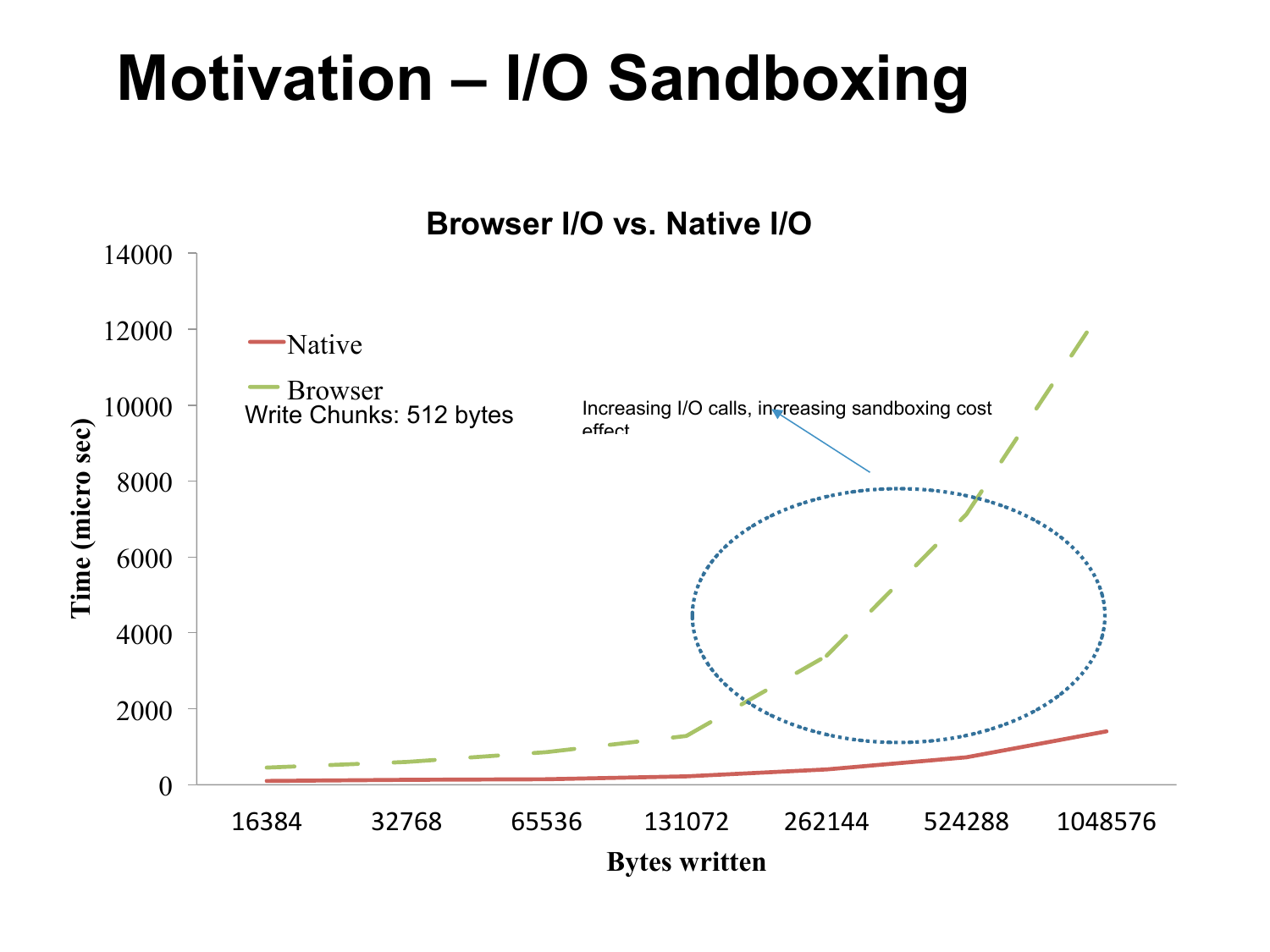# Motivation – I/O Sandboxing

**Browser I/O vs. Native I/O**

Native

Browser

Write Chunks: 512 bytes

Increasing I/O calls, increasing sandboxing cost effect

Time (micro sec): 0, 2000, 4000, 6000, 8000, 10000, 12000, 14000

Bytes written: 16384, 32768, 65536, 131072, 262144, 524288, 1048576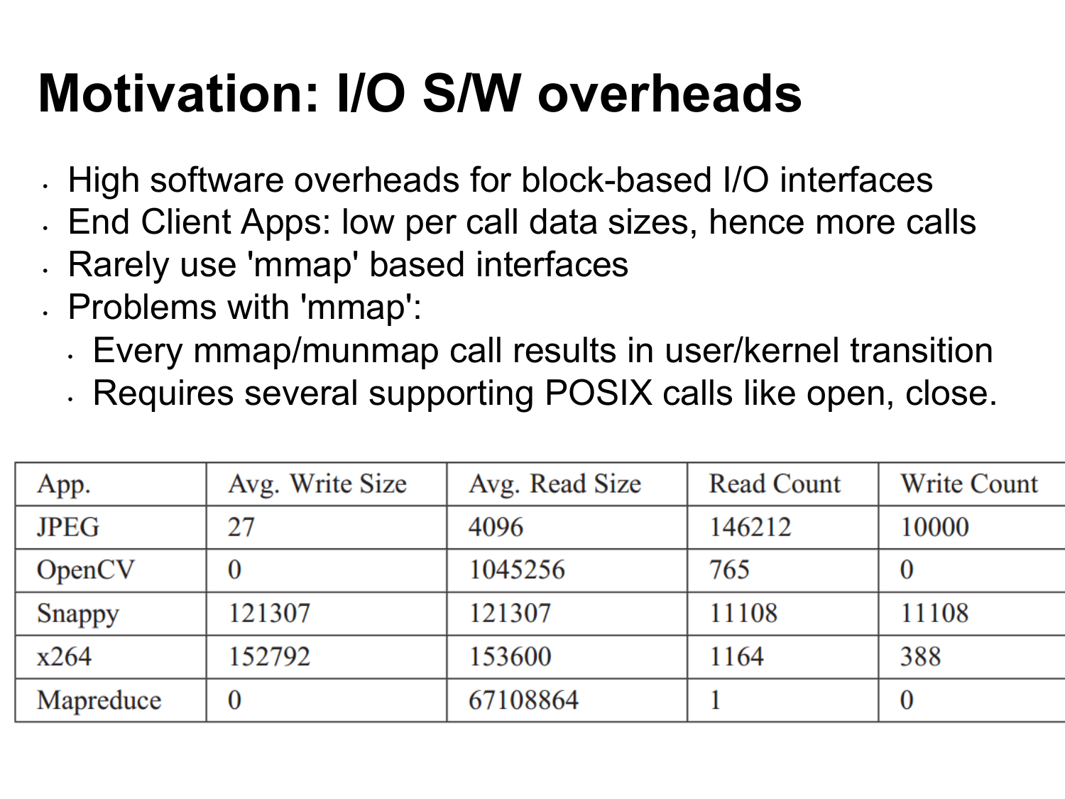# Motivation: I/O S/W overheads

- High software overheads for block-based I/O interfaces
- End Client Apps: low per call data sizes, hence more calls
- Rarely use 'mmap' based interfaces
- Problems with 'mmap':
  - Every mmap/munmap call results in user/kernel transition
  - Requires several supporting POSIX calls like open, close.

| App. | Avg. Write Size | Avg. Read Size | Read Count | Write Count |
|---|---|---|---|---|
| JPEG | 27 | 4096 | 146212 | 10000 |
| OpenCV | 0 | 1045256 | 765 | 0 |
| Snappy | 121307 | 121307 | 11108 | 11108 |
| x264 | 152792 | 153600 | 1164 | 388 |
| Mapreduce | 0 | 67108864 | 1 | 0 |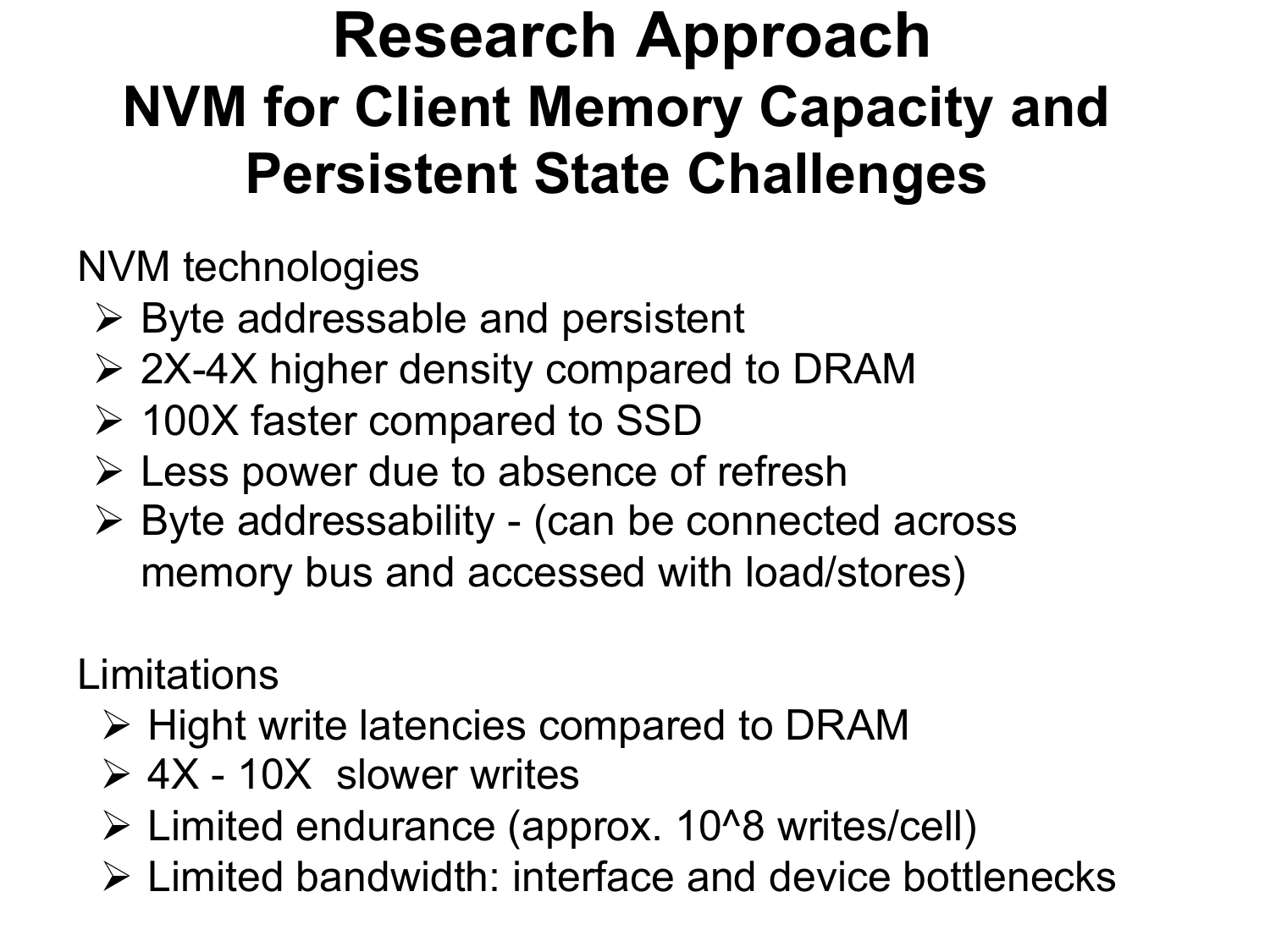# Research Approach

## NVM for Client Memory Capacity and Persistent State Challenges

NVM technologies

- Byte addressable and persistent
- 2X-4X higher density compared to DRAM
- 100X faster compared to SSD
- Less power due to absence of refresh
- Byte addressability - (can be connected across memory bus and accessed with load/stores)

Limitations

- Hight write latencies compared to DRAM
- 4X - 10X slower writes
- Limited endurance (approx. 10^8 writes/cell)
- Limited bandwidth: interface and device bottlenecks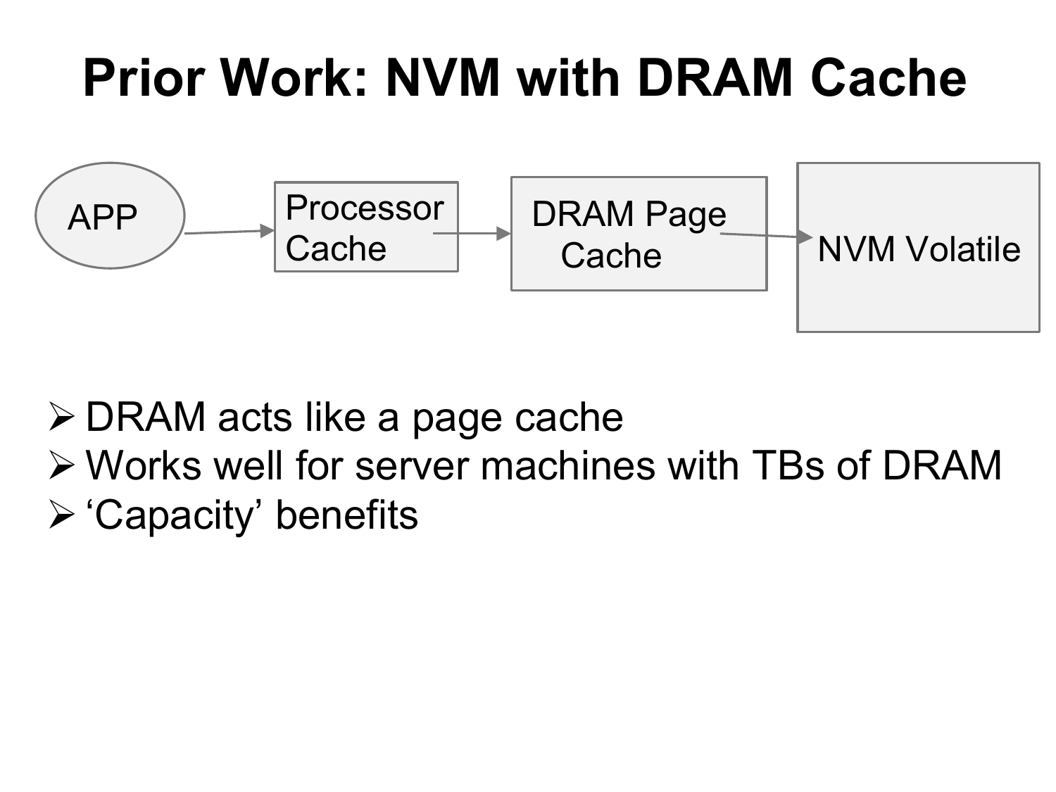# Prior Work: NVM with DRAM Cache

APP → Processor Cache → DRAM Page Cache → NVM Volatile

- DRAM acts like a page cache
- Works well for server machines with TBs of DRAM
- 'Capacity' benefits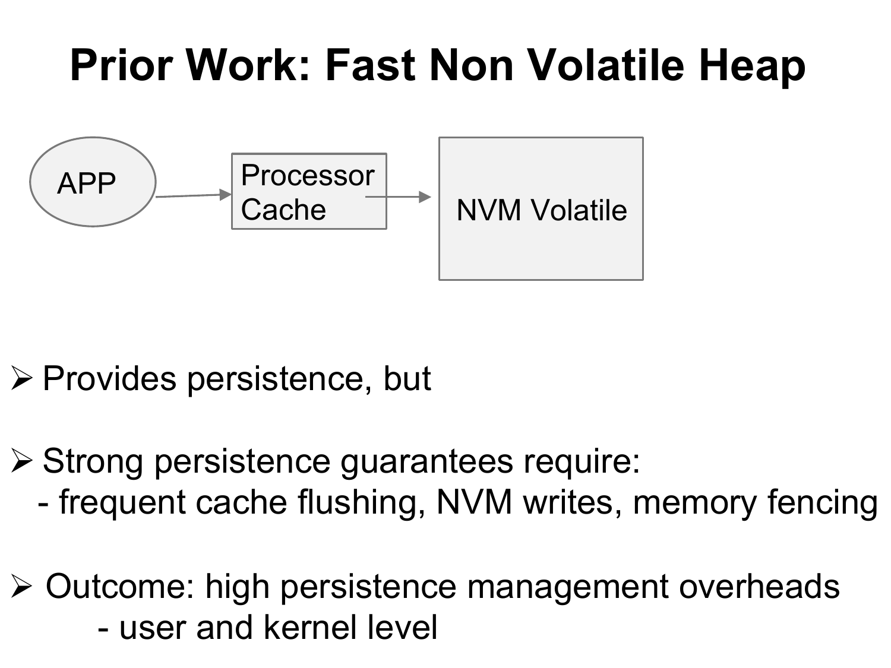# Prior Work: Fast Non Volatile Heap

APP → Processor Cache → NVM Volatile

- Provides persistence, but
- Strong persistence guarantees require:
  - frequent cache flushing, NVM writes, memory fencing
- Outcome: high persistence management overheads
  - user and kernel level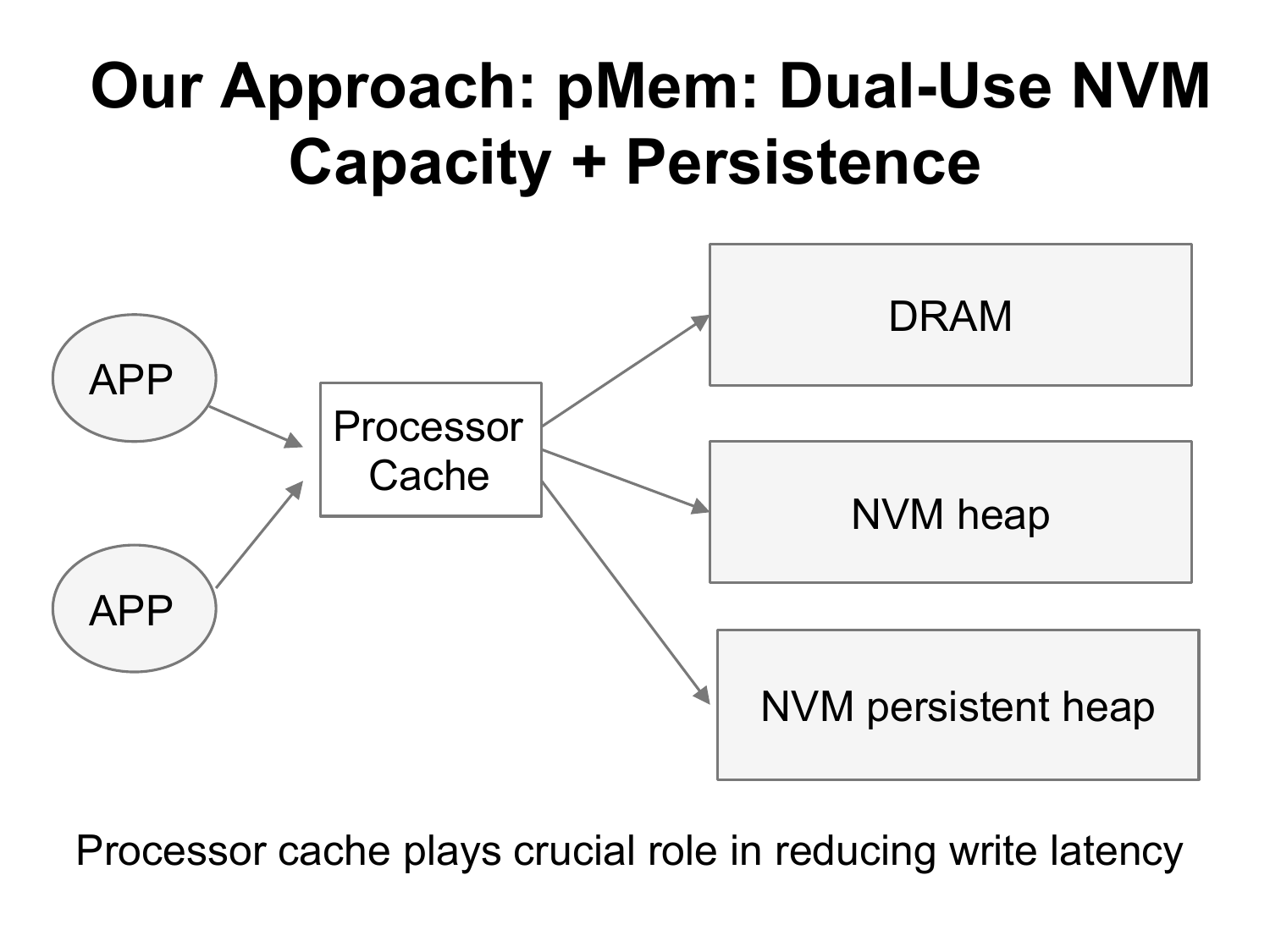# Our Approach: pMem: Dual-Use NVM Capacity + Persistence

APP

APP

Processor Cache

DRAM

NVM heap

NVM persistent heap

Processor cache plays crucial role in reducing write latency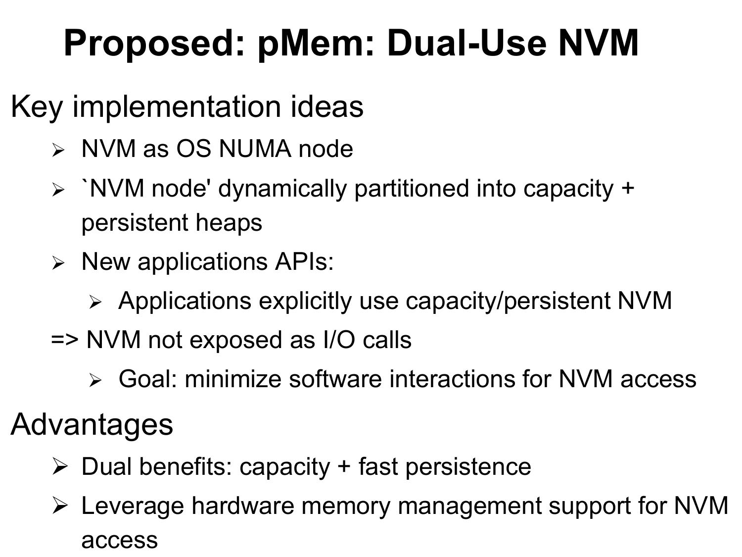# Proposed: pMem: Dual-Use NVM

## Key implementation ideas

- NVM as OS NUMA node
- `NVM node' dynamically partitioned into capacity + persistent heaps
- New applications APIs:
  - Applications explicitly use capacity/persistent NVM

=> NVM not exposed as I/O calls

  - Goal: minimize software interactions for NVM access

## Advantages

- Dual benefits: capacity + fast persistence
- Leverage hardware memory management support for NVM access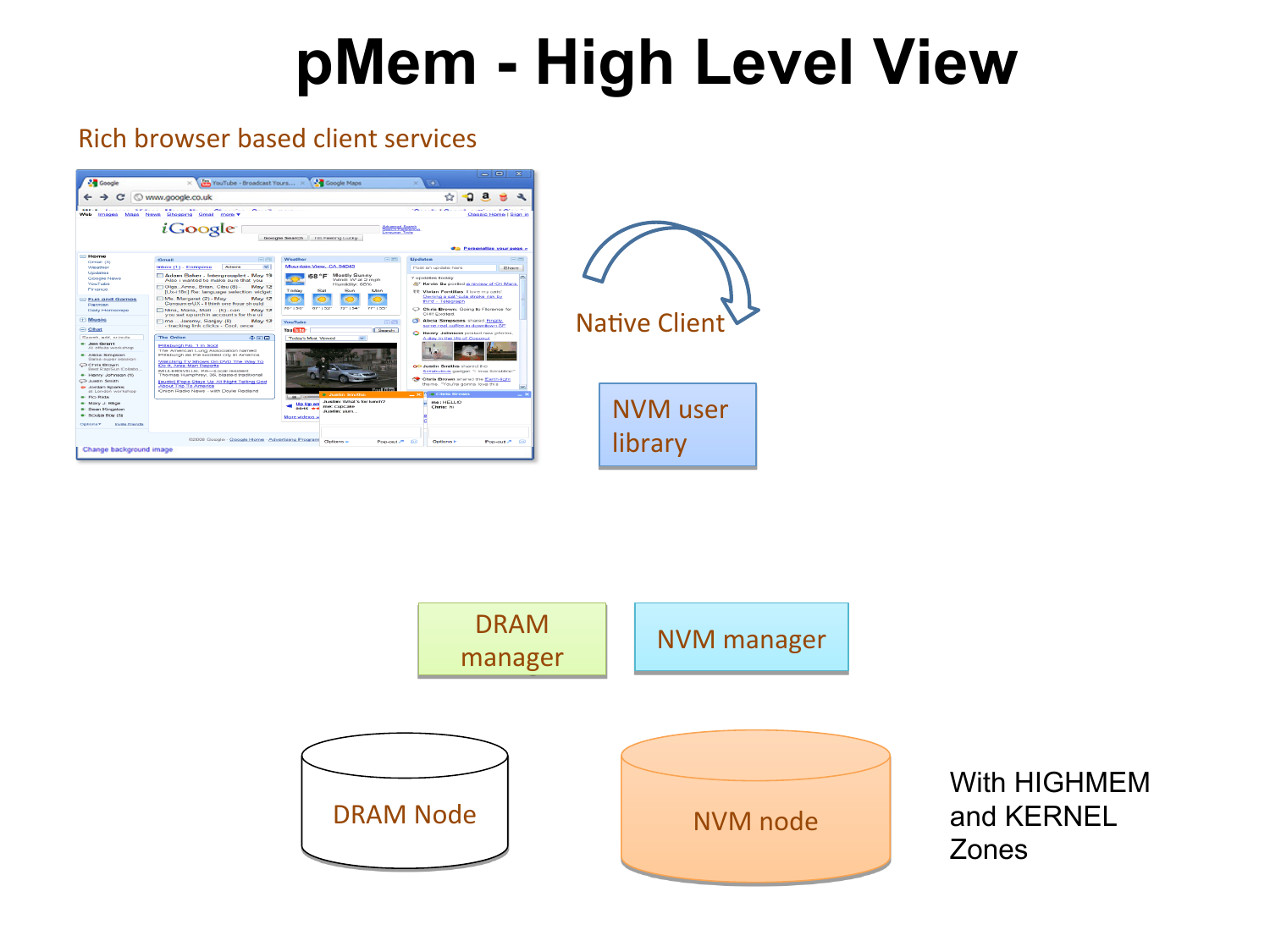# pMem - High Level View

Rich browser based client services

Native Client

NVM user library

DRAM manager

NVM manager

DRAM Node

NVM node

With HIGHMEM and KERNEL Zones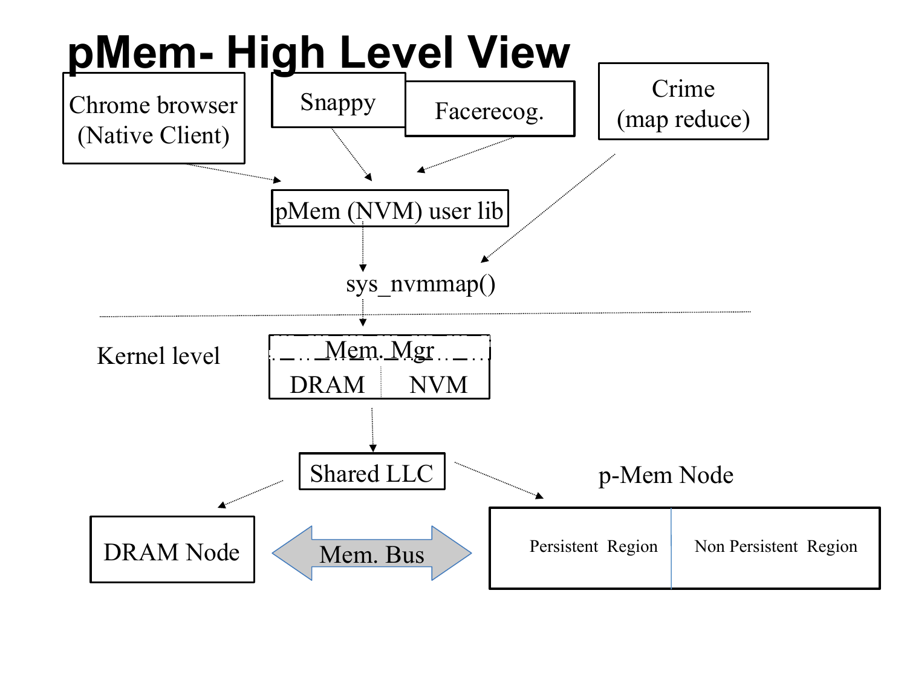# pMem- High Level View

Chrome browser (Native Client)

Snappy

Facerecog.

Crime (map reduce)

pMem (NVM) user lib

sys_nvmmap()

Kernel level

Mem. Mgr

DRAM | NVM

Shared LLC

p-Mem Node

DRAM Node

Mem. Bus

Persistent Region | Non Persistent Region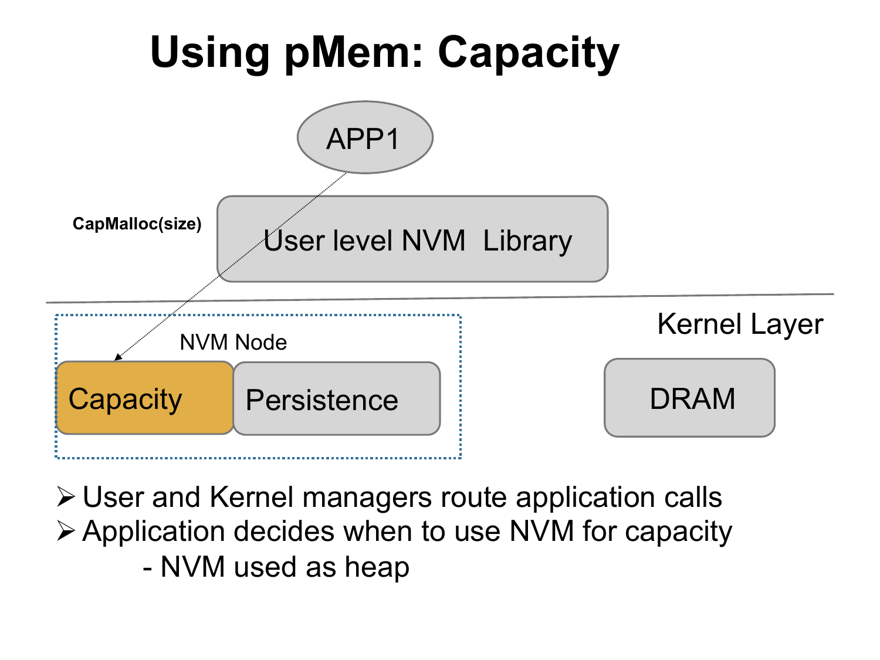# Using pMem: Capacity

APP1

CapMalloc(size)

User level NVM Library

Kernel Layer

NVM Node

Capacity

Persistence

DRAM

- User and Kernel managers route application calls
- Application decides when to use NVM for capacity
  - NVM used as heap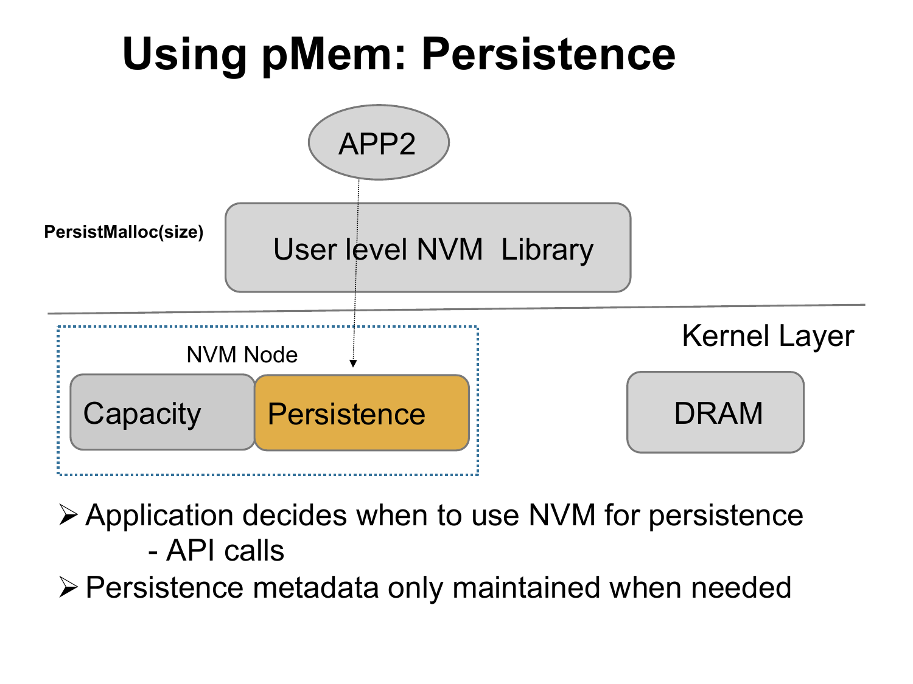# Using pMem: Persistence

APP2

PersistMalloc(size)

User level NVM Library

Kernel Layer

NVM Node

Capacity

Persistence

DRAM

- Application decides when to use NVM for persistence
  - API calls
- Persistence metadata only maintained when needed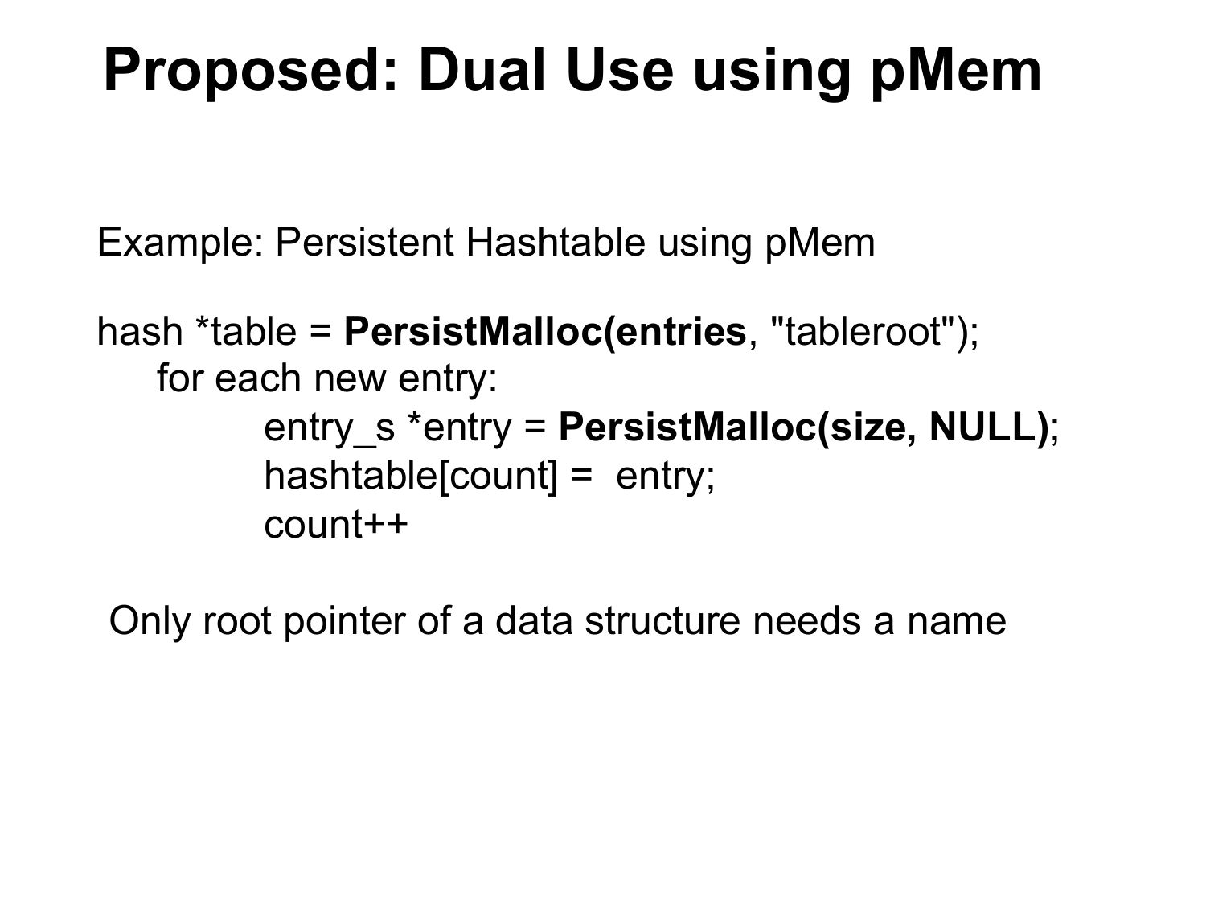# Proposed: Dual Use using pMem

Example: Persistent Hashtable using pMem

```
hash *table = PersistMalloc(entries, "tableroot");
    for each new entry:
            entry_s *entry = PersistMalloc(size, NULL);
            hashtable[count] =  entry;
            count++
```

Only root pointer of a data structure needs a name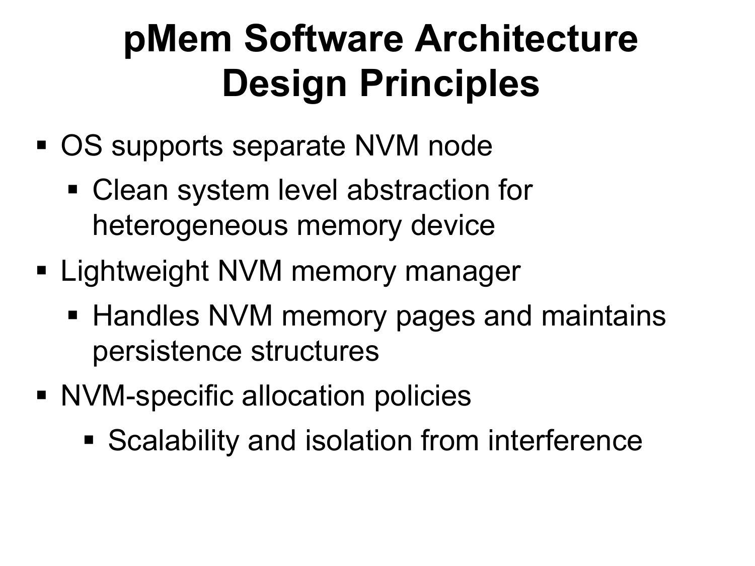# pMem Software Architecture Design Principles

- OS supports separate NVM node
  - Clean system level abstraction for heterogeneous memory device
- Lightweight NVM memory manager
  - Handles NVM memory pages and maintains persistence structures
- NVM-specific allocation policies
  - Scalability and isolation from interference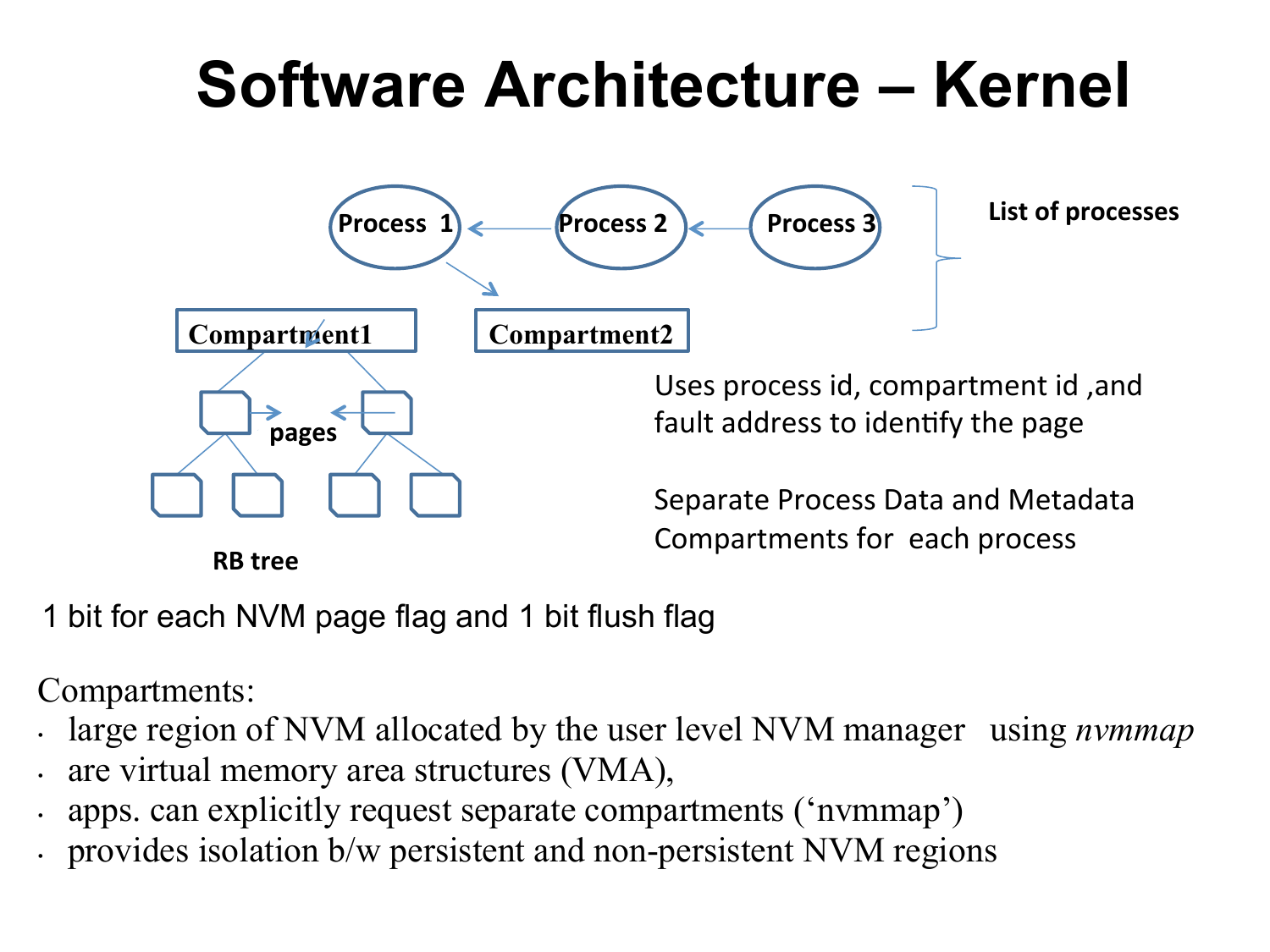# Software Architecture – Kernel

Process 1 ← Process 2 ← Process 3

List of processes

Compartment1

Compartment2

pages

RB tree

Uses process id, compartment id ,and fault address to identify the page

Separate Process Data and Metadata Compartments for each process

1 bit for each NVM page flag and 1 bit flush flag

Compartments:

- large region of NVM allocated by the user level NVM manager using *nvmmap*
- are virtual memory area structures (VMA),
- apps. can explicitly request separate compartments (‘nvmmap’)
- provides isolation b/w persistent and non-persistent NVM regions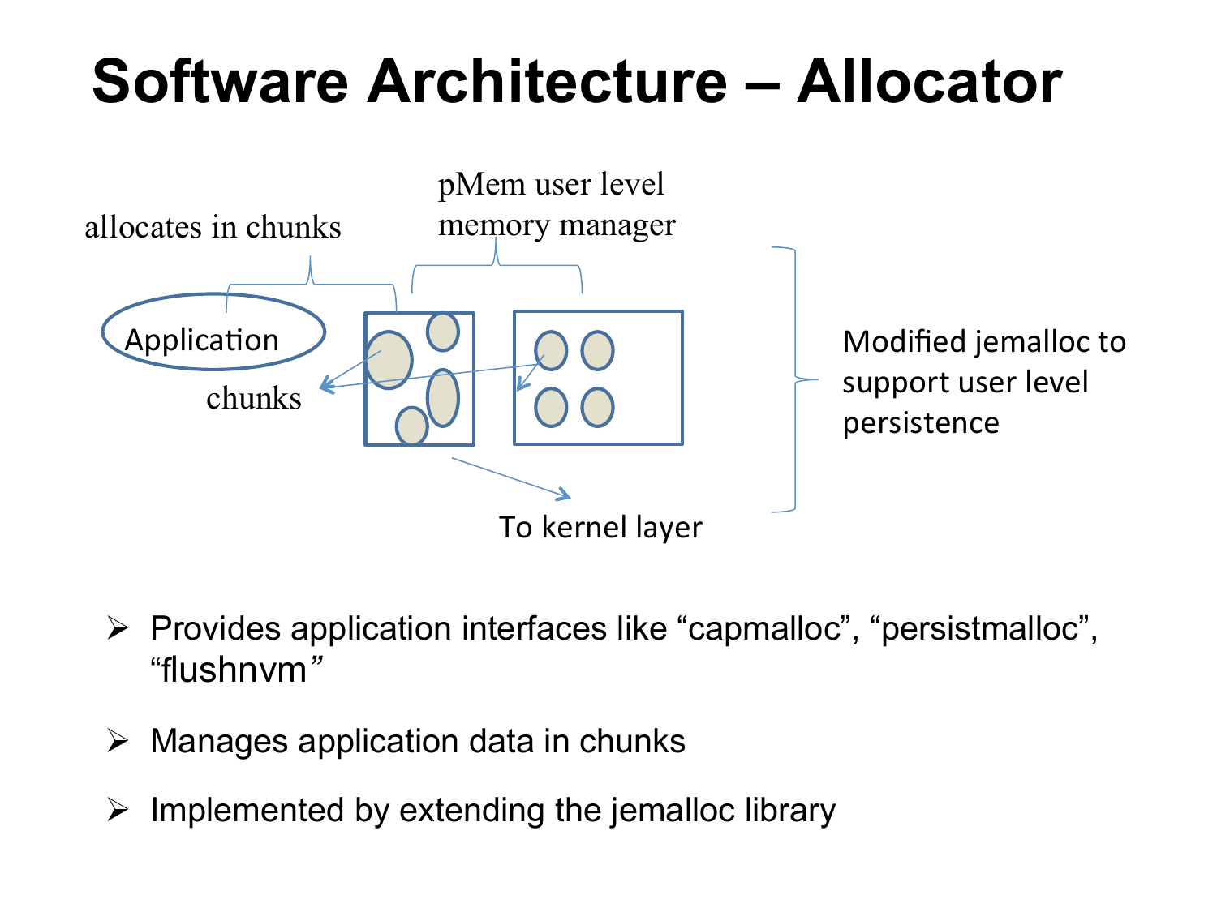# Software Architecture – Allocator

allocates in chunks

pMem user level memory manager

Application

chunks

To kernel layer

Modified jemalloc to support user level persistence

- Provides application interfaces like "capmalloc", "persistmalloc", "flushnvm"
- Manages application data in chunks
- Implemented by extending the jemalloc library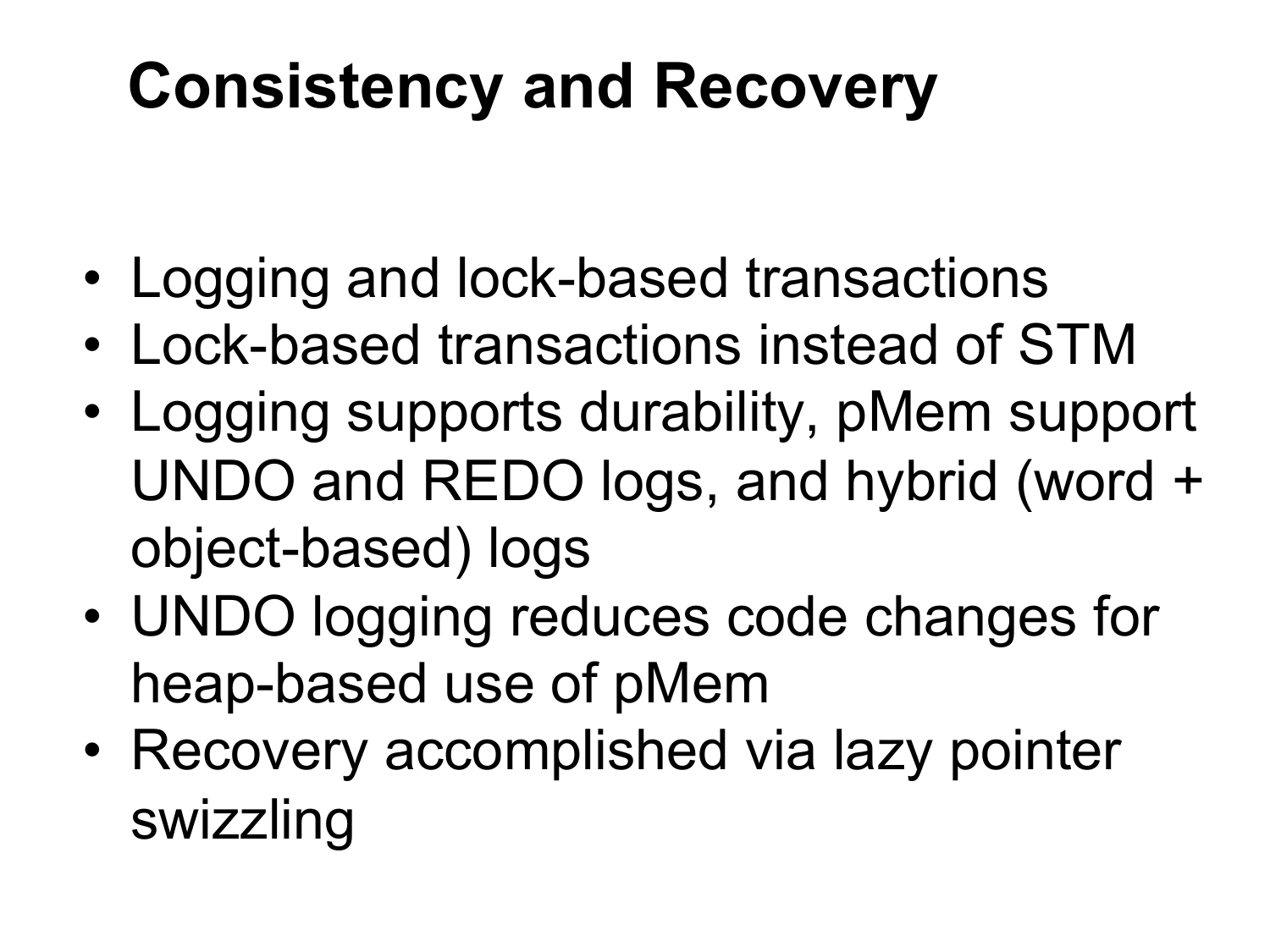# Consistency and Recovery

- Logging and lock-based transactions
- Lock-based transactions instead of STM
- Logging supports durability, pMem support UNDO and REDO logs, and hybrid (word + object-based) logs
- UNDO logging reduces code changes for heap-based use of pMem
- Recovery accomplished via lazy pointer swizzling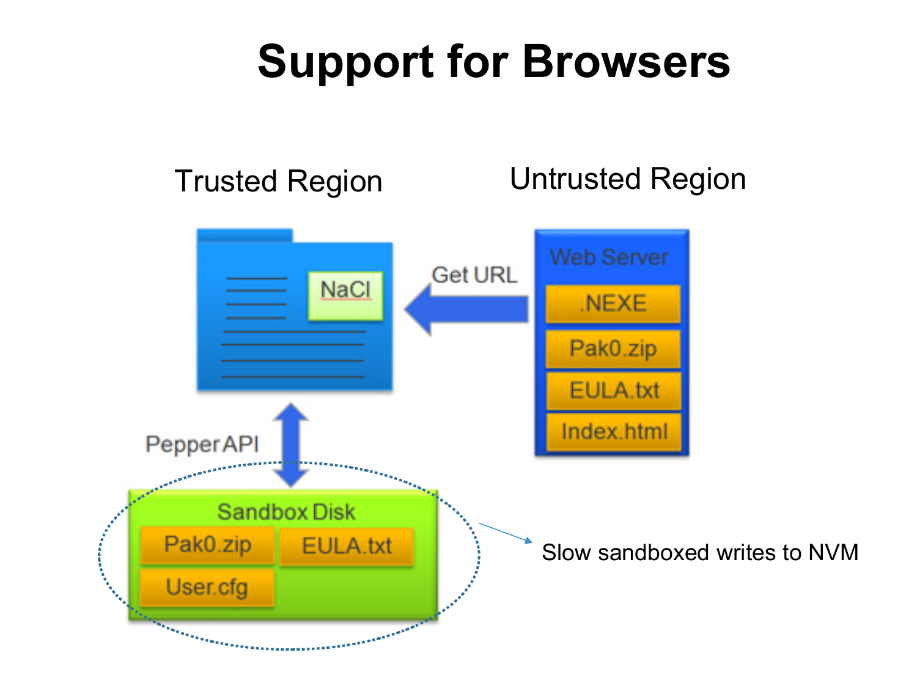# Support for Browsers

Trusted Region

Untrusted Region

NaCl

Get URL

Web Server

.NEXE

Pak0.zip

EULA.txt

Index.html

Pepper API

Sandbox Disk

Pak0.zip

EULA.txt

User.cfg

Slow sandboxed writes to NVM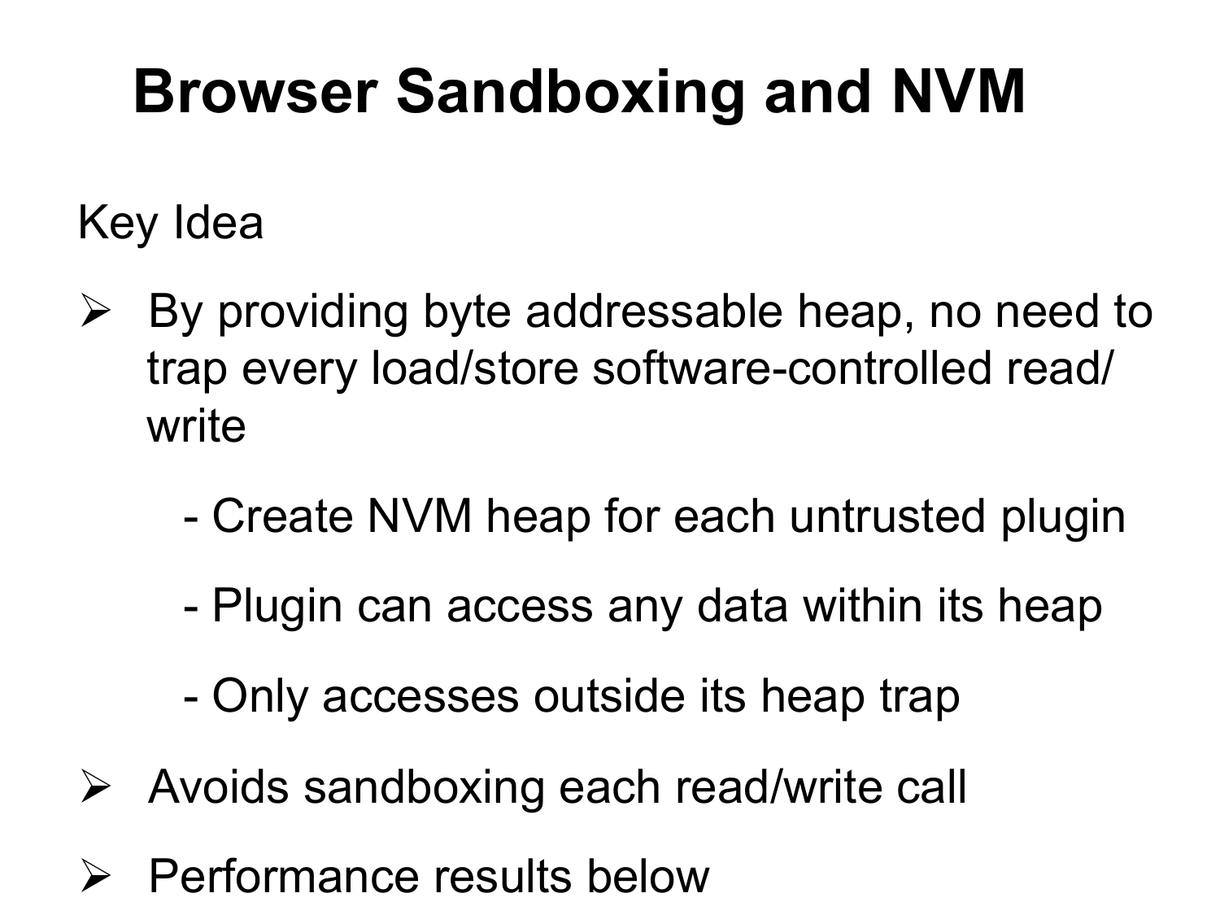# Browser Sandboxing and NVM

Key Idea

- By providing byte addressable heap, no need to trap every load/store software-controlled read/write
  - Create NVM heap for each untrusted plugin
  - Plugin can access any data within its heap
  - Only accesses outside its heap trap
- Avoids sandboxing each read/write call
- Performance results below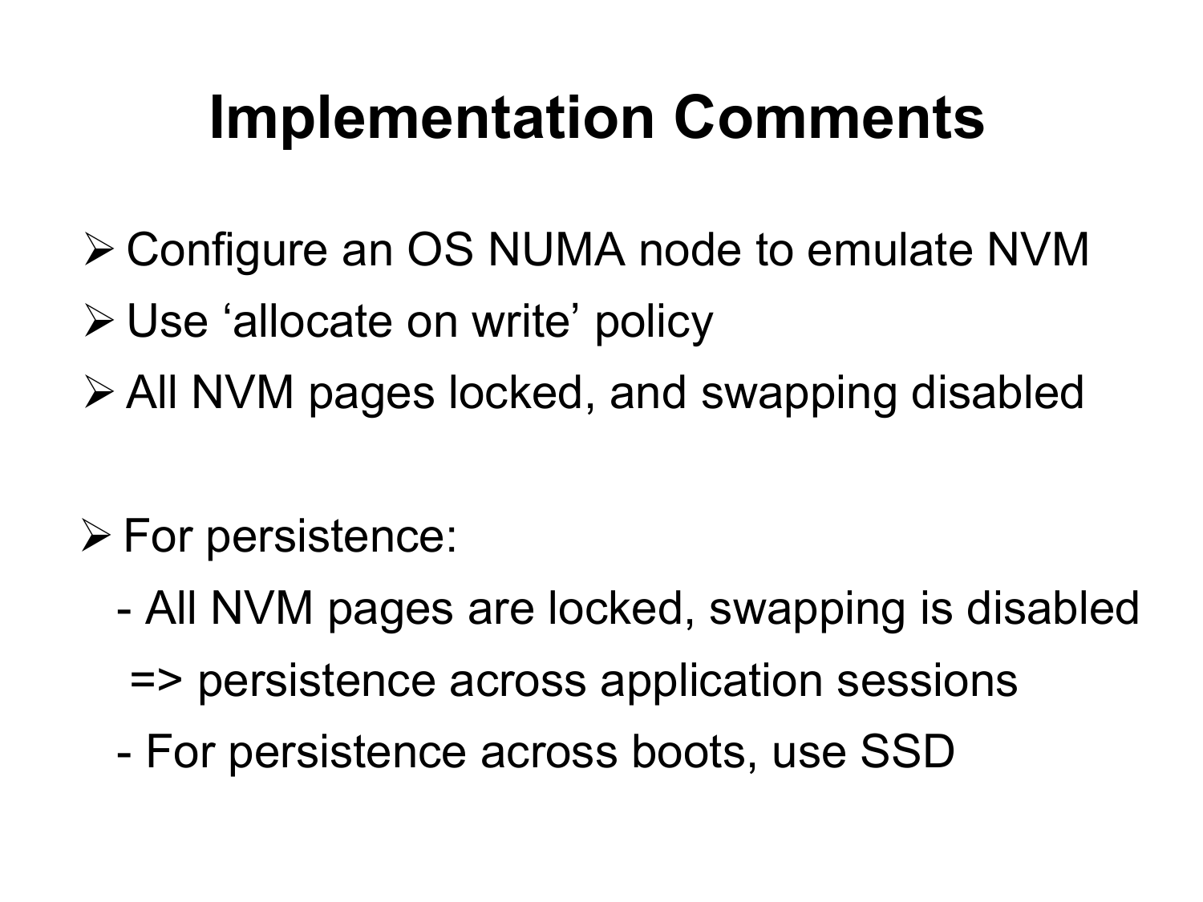# Implementation Comments

- Configure an OS NUMA node to emulate NVM
- Use ‘allocate on write’ policy
- All NVM pages locked, and swapping disabled

- For persistence:
  - All NVM pages are locked, swapping is disabled
    => persistence across application sessions
  - For persistence across boots, use SSD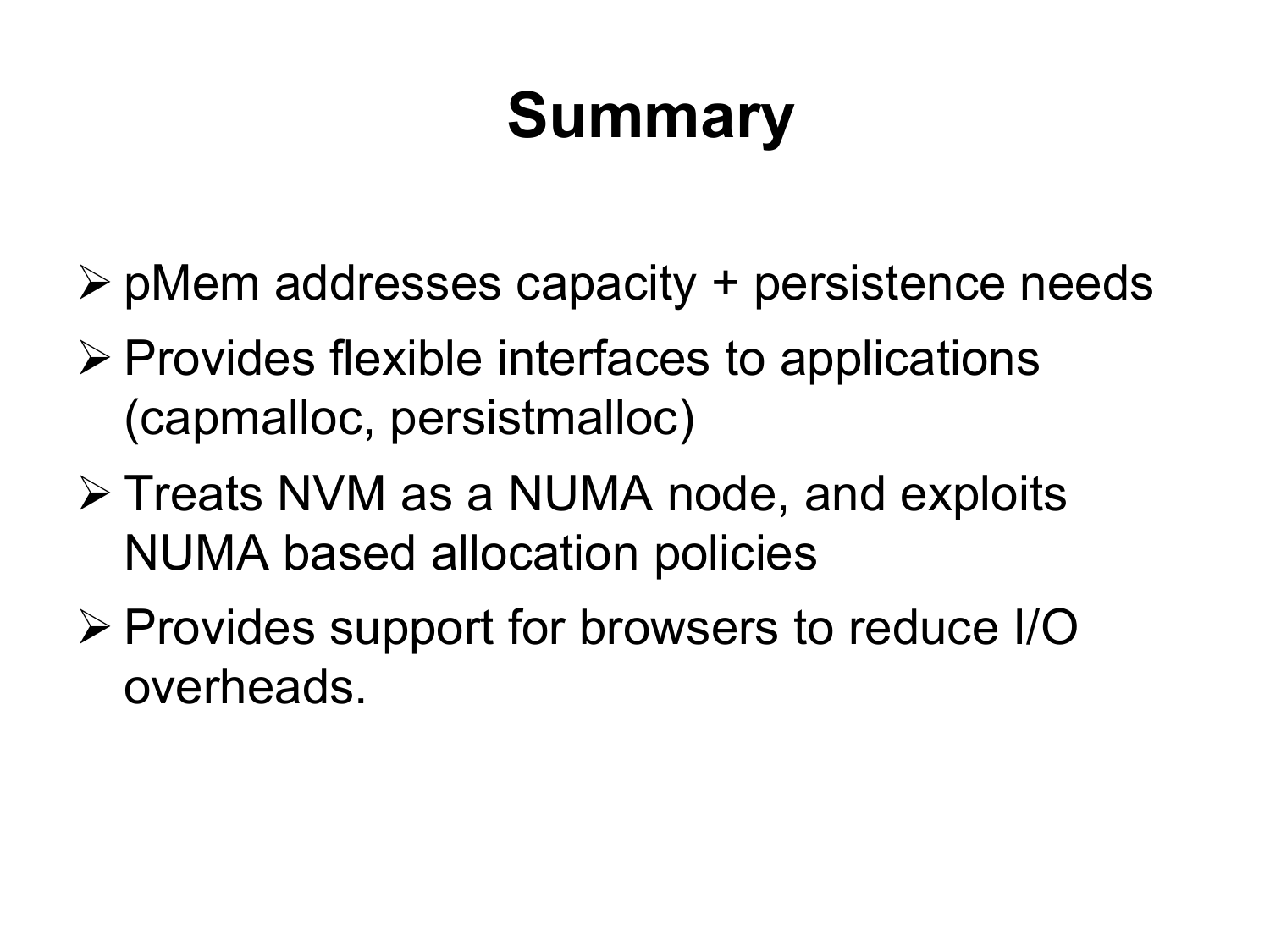# Summary

- pMem addresses capacity + persistence needs
- Provides flexible interfaces to applications (capmalloc, persistmalloc)
- Treats NVM as a NUMA node, and exploits NUMA based allocation policies
- Provides support for browsers to reduce I/O overheads.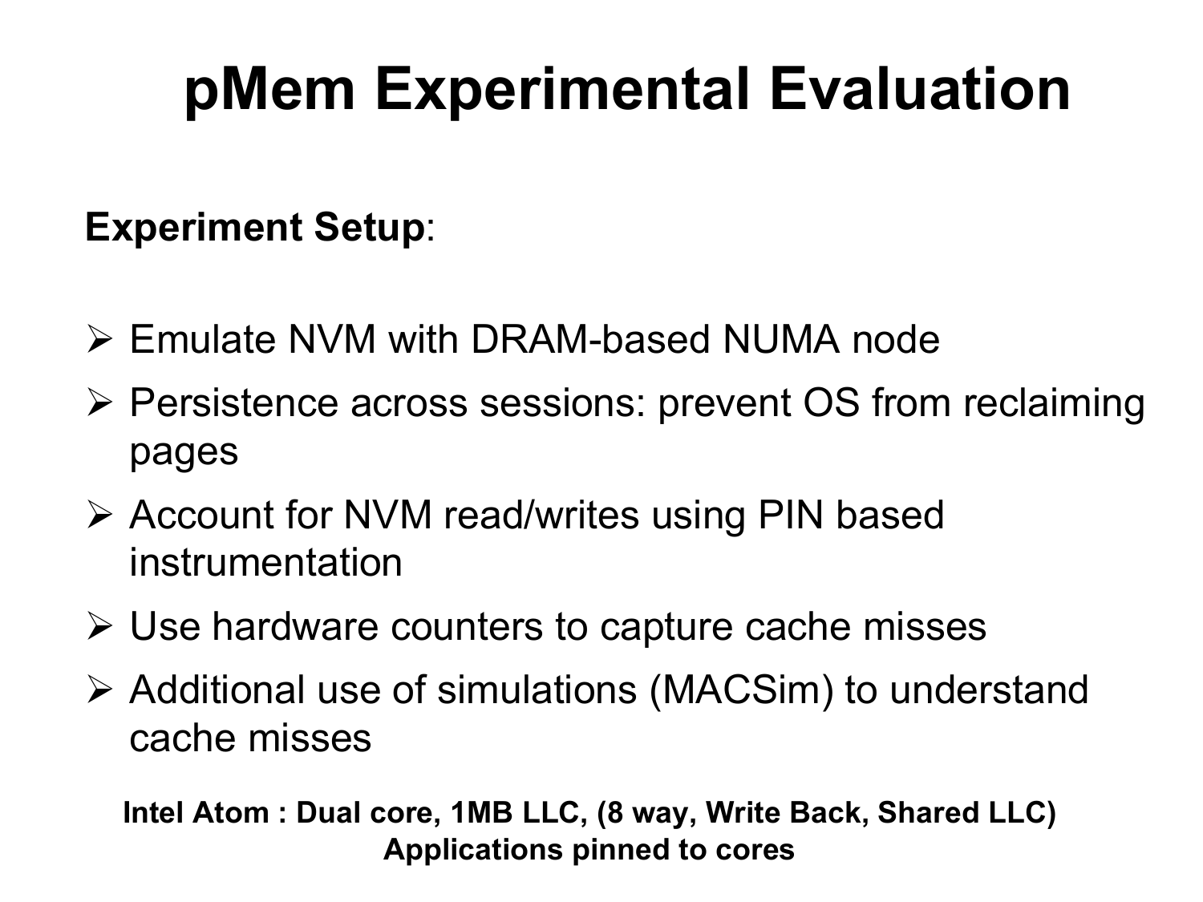# pMem Experimental Evaluation

**Experiment Setup**:

- Emulate NVM with DRAM-based NUMA node
- Persistence across sessions: prevent OS from reclaiming pages
- Account for NVM read/writes using PIN based instrumentation
- Use hardware counters to capture cache misses
- Additional use of simulations (MACSim) to understand cache misses

**Intel Atom : Dual core, 1MB LLC, (8 way, Write Back, Shared LLC)**
**Applications pinned to cores**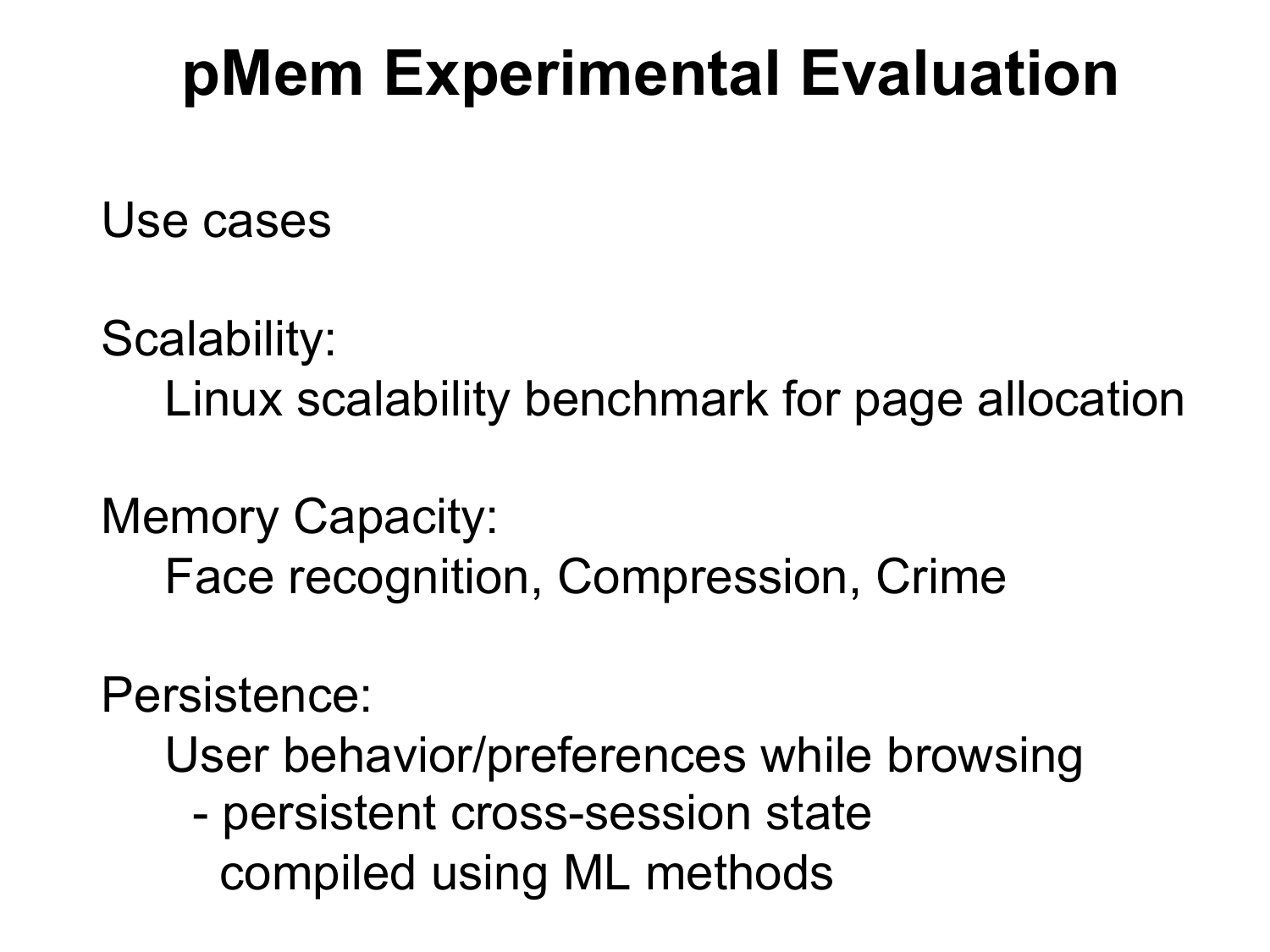# pMem Experimental Evaluation

Use cases

Scalability:

- Linux scalability benchmark for page allocation

Memory Capacity:

- Face recognition, Compression, Crime

Persistence:

- User behavior/preferences while browsing
  - persistent cross-session state compiled using ML methods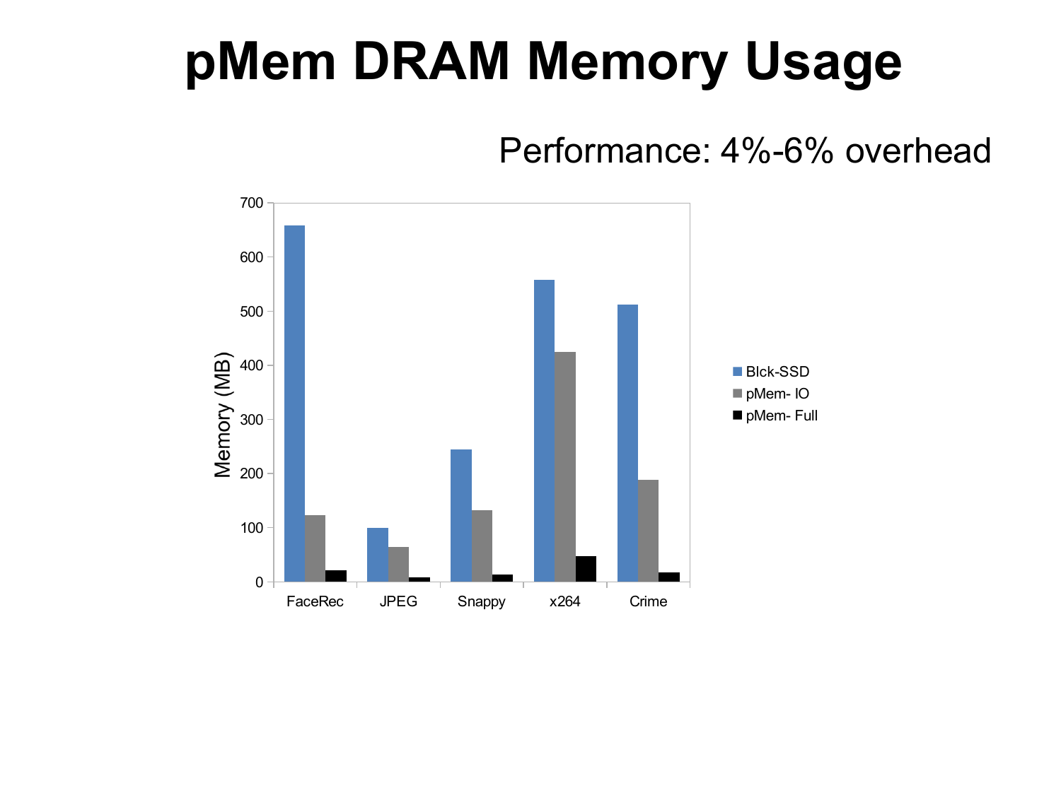# pMem DRAM Memory Usage

Performance: 4%-6% overhead

| | Blck-SSD | pMem- IO | pMem- Full |
|---|---|---|---|
| FaceRec | ~658 | ~123 | ~21 |
| JPEG | ~100 | ~64 | ~8 |
| Snappy | ~244 | ~132 | ~13 |
| x264 | ~558 | ~424 | ~47 |
| Crime | ~512 | ~188 | ~17 |

Memory (MB)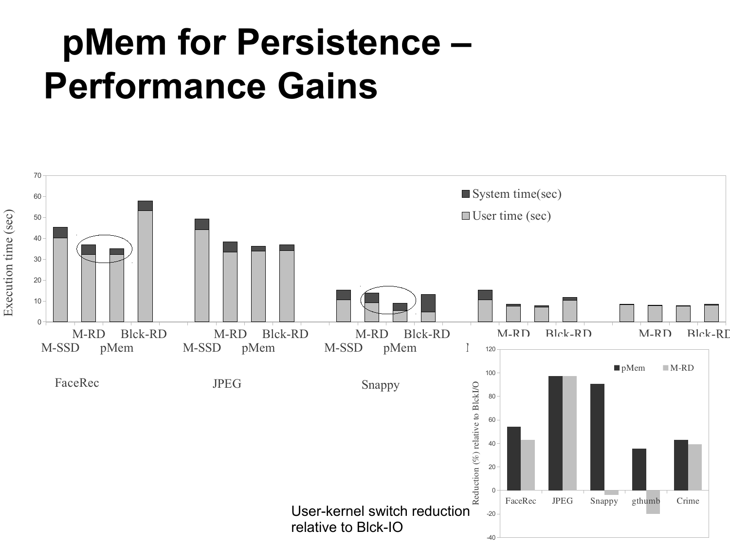# pMem for Persistence – Performance Gains

User-kernel switch reduction relative to Blck-IO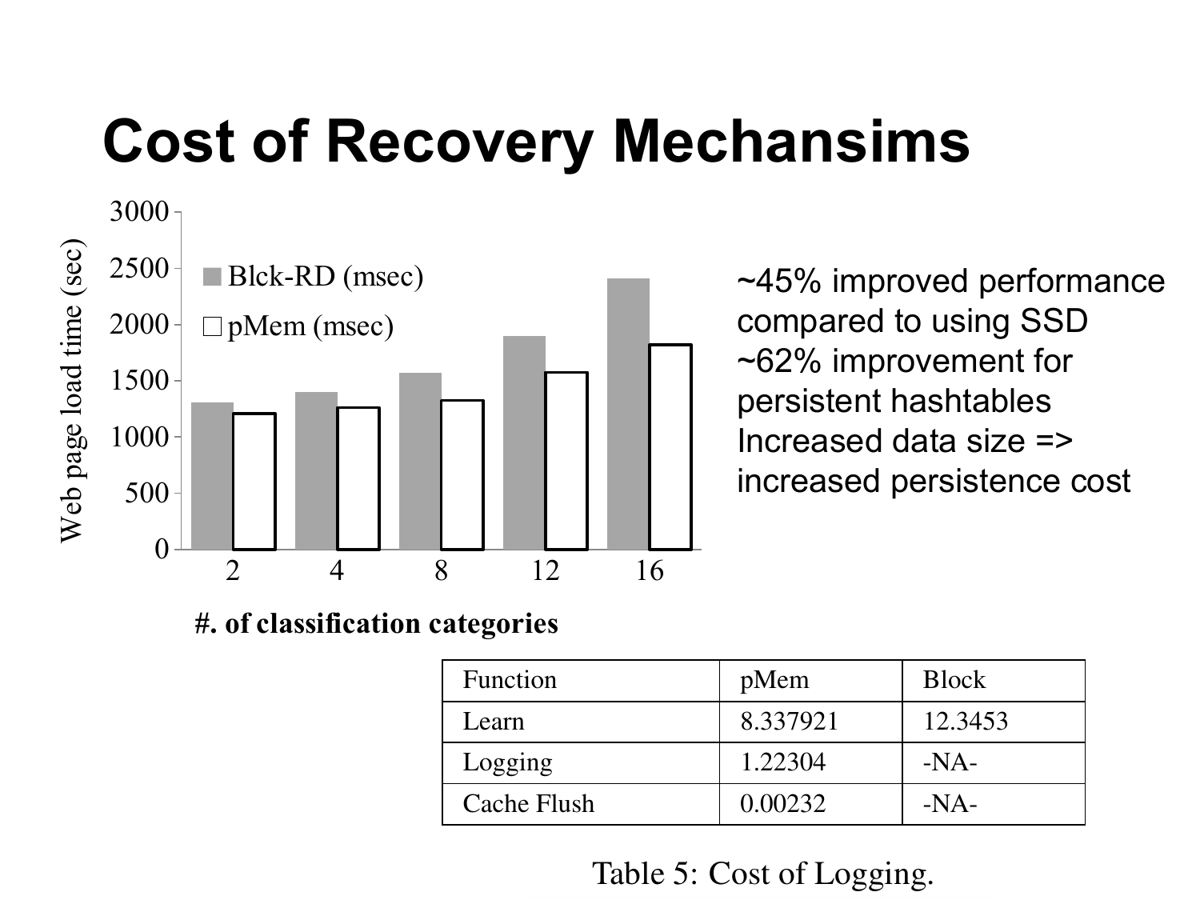# Cost of Recovery Mechansims

Web page load time (sec)

| #. of classification categories | Blck-RD (msec) | pMem (msec) |
|---|---|---|
| 2 | | |
| 4 | | |
| 8 | | |
| 12 | | |
| 16 | | |

~45% improved performance compared to using SSD
~62% improvement for persistent hashtables
Increased data size => increased persistence cost

| Function | pMem | Block |
|---|---|---|
| Learn | 8.337921 | 12.3453 |
| Logging | 1.22304 | -NA- |
| Cache Flush | 0.00232 | -NA- |

Table 5: Cost of Logging.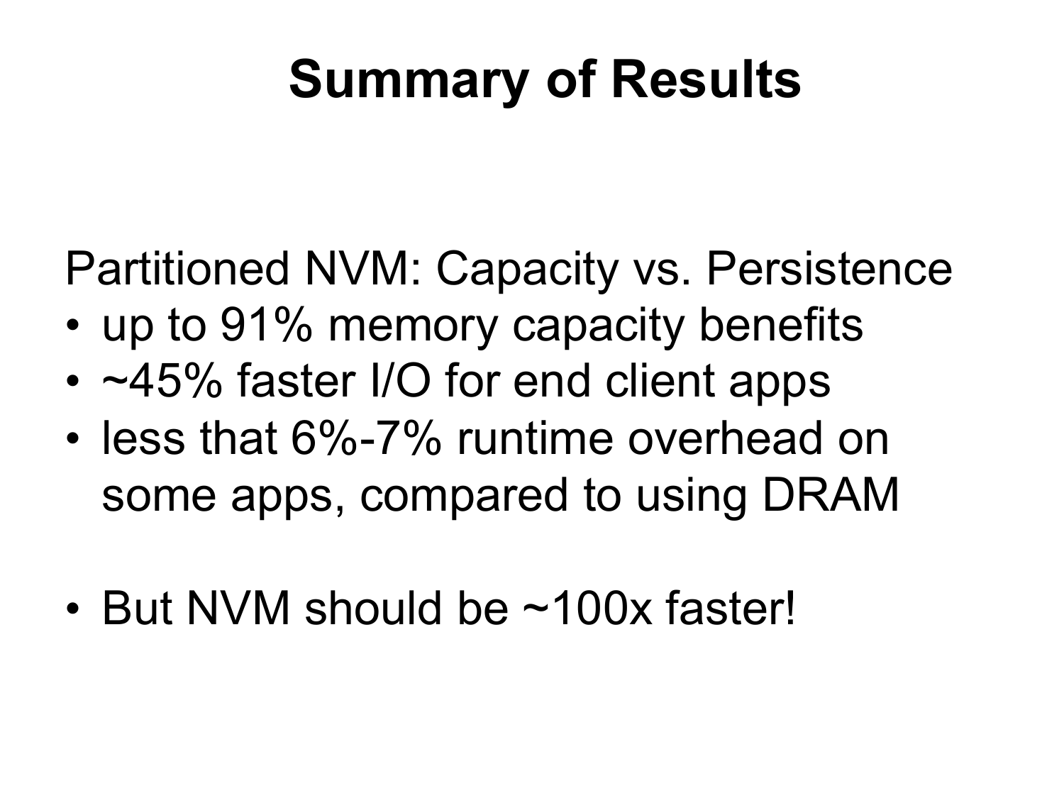# Summary of Results

Partitioned NVM: Capacity vs. Persistence

- up to 91% memory capacity benefits
- ~45% faster I/O for end client apps
- less that 6%-7% runtime overhead on some apps, compared to using DRAM

- But NVM should be ~100x faster!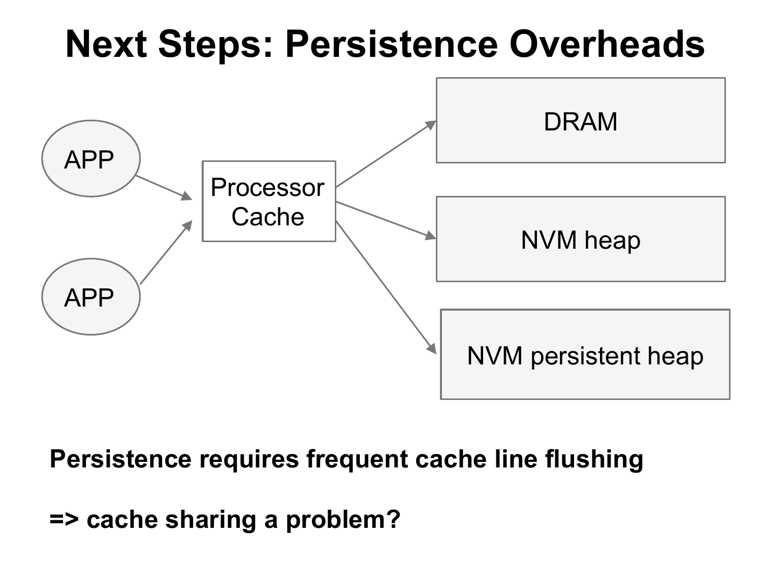# Next Steps: Persistence Overheads

APP

APP

Processor Cache

DRAM

NVM heap

NVM persistent heap

**Persistence requires frequent cache line flushing**

**=> cache sharing a problem?**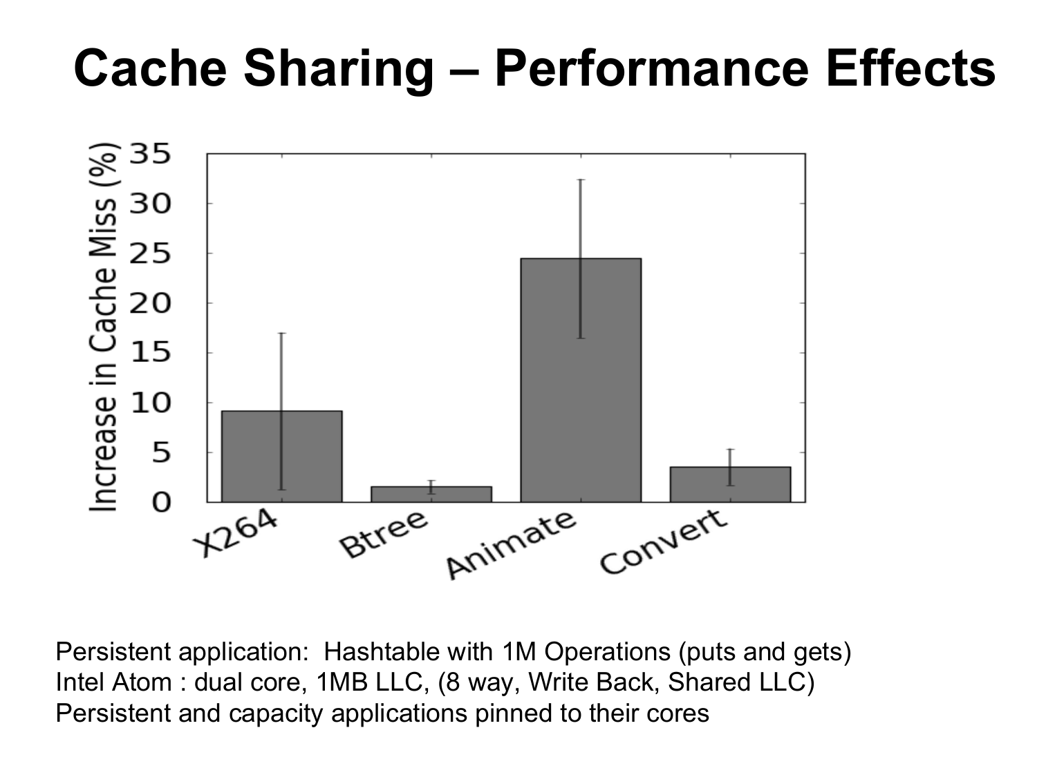# Cache Sharing – Performance Effects

Persistent application: Hashtable with 1M Operations (puts and gets)
Intel Atom : dual core, 1MB LLC, (8 way, Write Back, Shared LLC)
Persistent and capacity applications pinned to their cores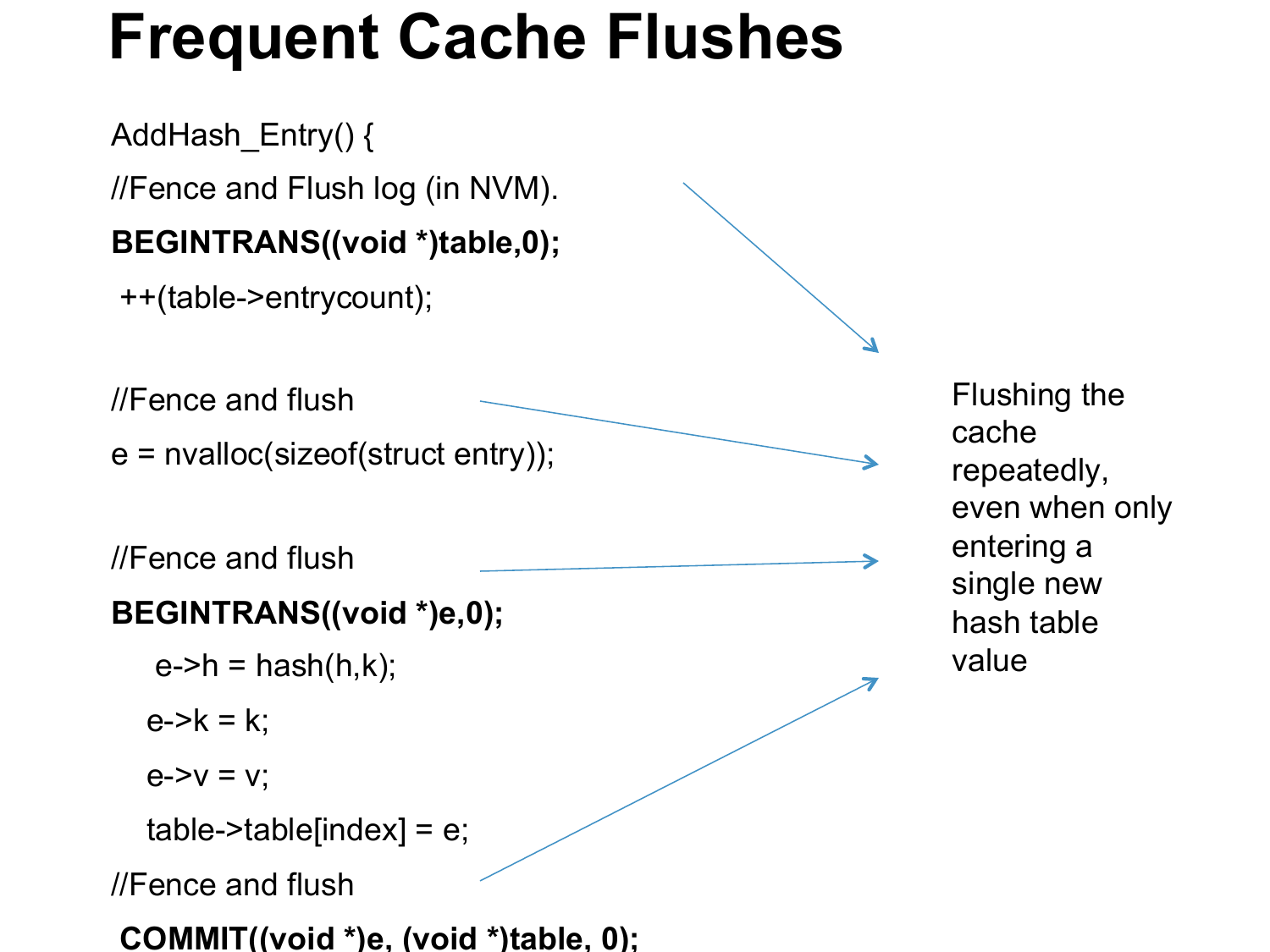# Frequent Cache Flushes

```
AddHash_Entry() {
//Fence and Flush log (in NVM).
BEGINTRANS((void *)table,0);
 ++(table->entrycount);

//Fence and flush
e = nvalloc(sizeof(struct entry));

//Fence and flush
BEGINTRANS((void *)e,0);
    e->h = hash(h,k);
   e->k = k;
   e->v = v;
   table->table[index] = e;
//Fence and flush
 COMMIT((void *)e, (void *)table, 0);
```

Flushing the cache repeatedly, even when only entering a single new hash table value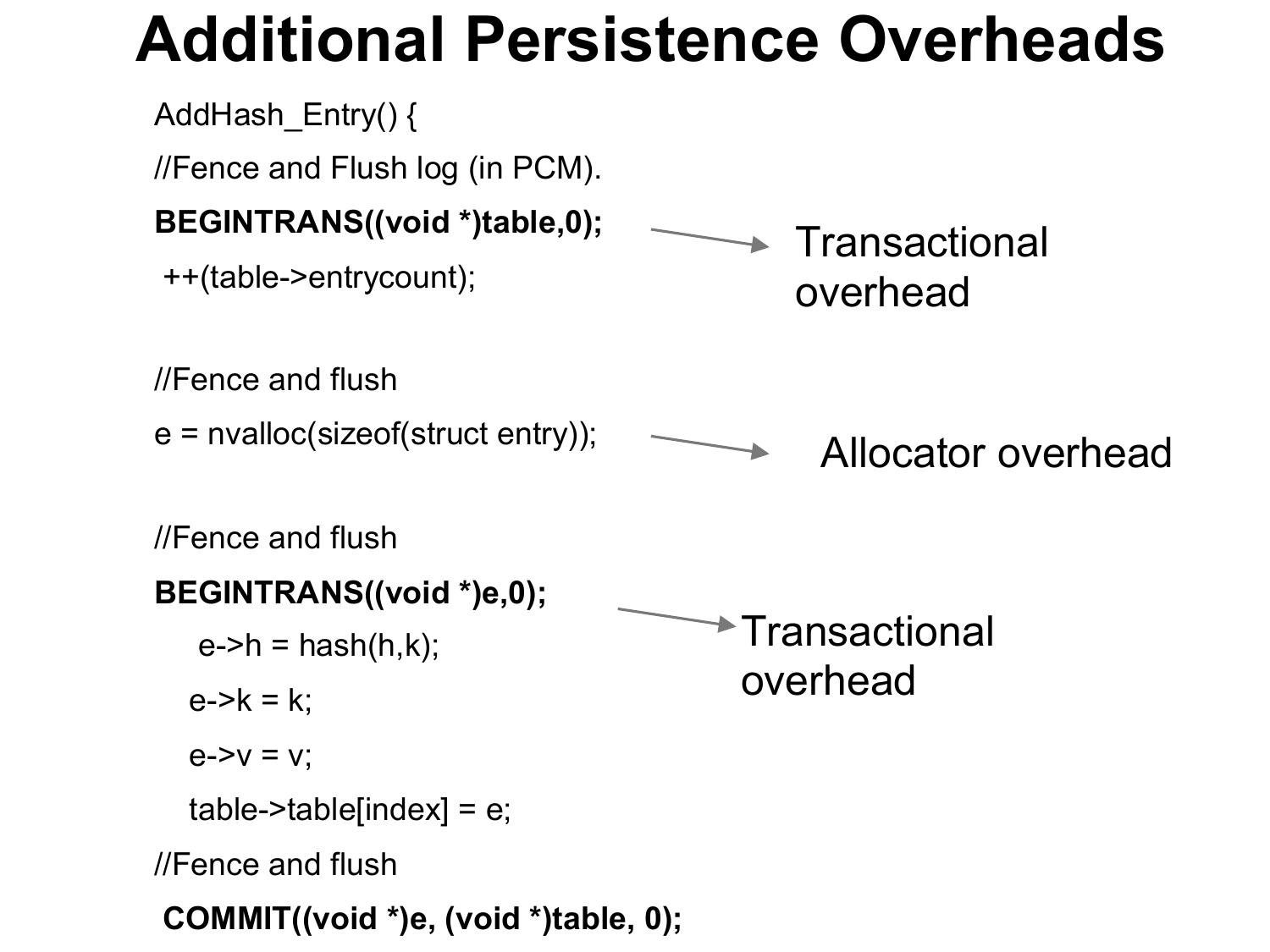# Additional Persistence Overheads

```
AddHash_Entry() {
//Fence and Flush log (in PCM).
BEGINTRANS((void *)table,0);
 ++(table->entrycount);

//Fence and flush
e = nvalloc(sizeof(struct entry));

//Fence and flush
BEGINTRANS((void *)e,0);
    e->h = hash(h,k);
   e->k = k;
   e->v = v;
   table->table[index] = e;
//Fence and flush
 COMMIT((void *)e, (void *)table, 0);
```

- BEGINTRANS((void *)table,0); → Transactional overhead
- e = nvalloc(sizeof(struct entry)); → Allocator overhead
- BEGINTRANS((void *)e,0); → Transactional overhead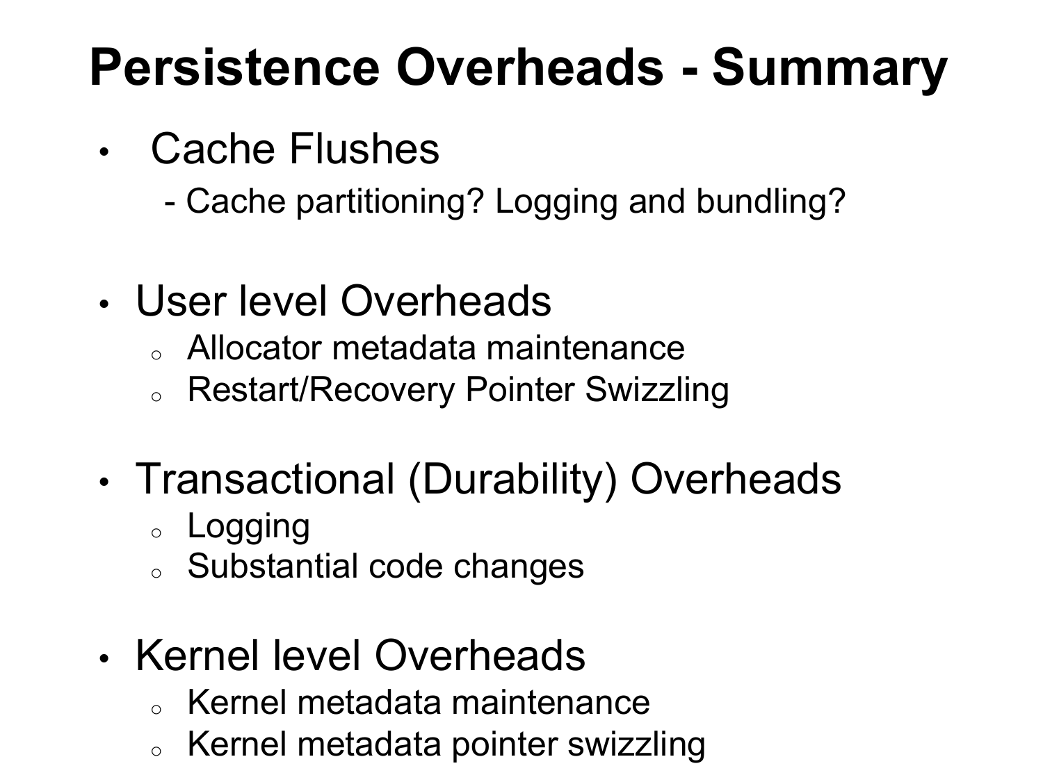# Persistence Overheads - Summary

- Cache Flushes
  - Cache partitioning? Logging and bundling?

- User level Overheads
  - Allocator metadata maintenance
  - Restart/Recovery Pointer Swizzling

- Transactional (Durability) Overheads
  - Logging
  - Substantial code changes

- Kernel level Overheads
  - Kernel metadata maintenance
  - Kernel metadata pointer swizzling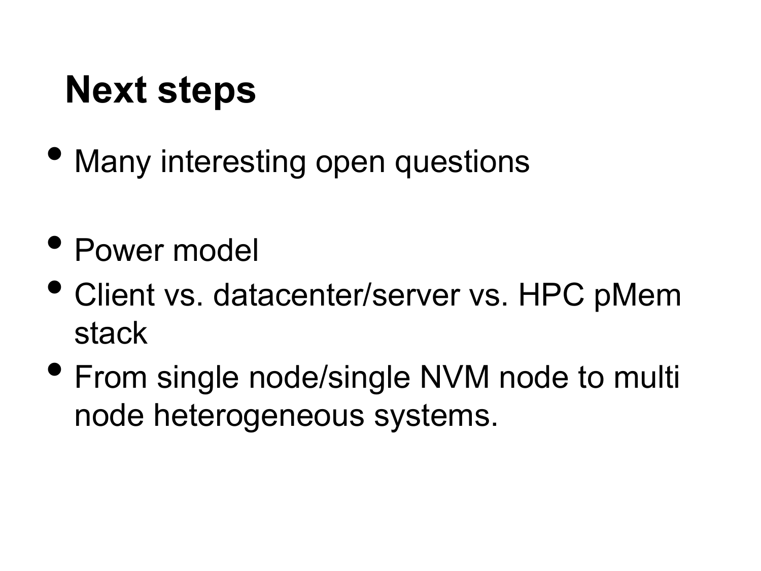## Next steps

- Many interesting open questions

- Power model
- Client vs. datacenter/server vs. HPC pMem stack
- From single node/single NVM node to multi node heterogeneous systems.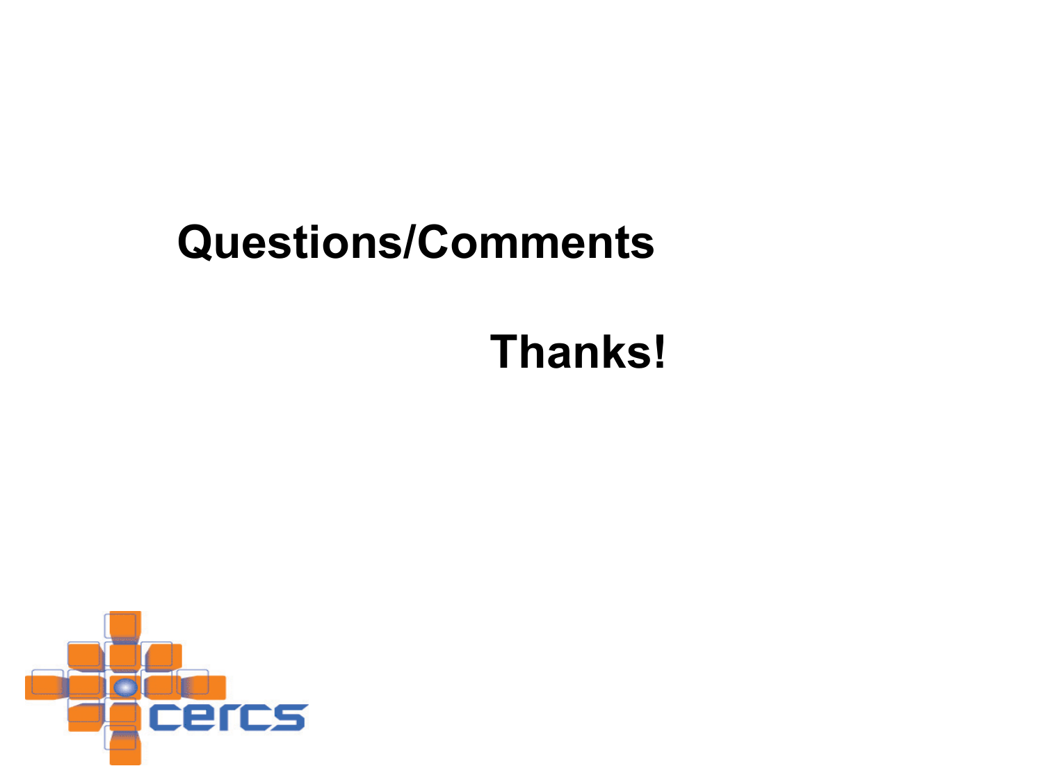**Questions/Comments**

**Thanks!**

cercs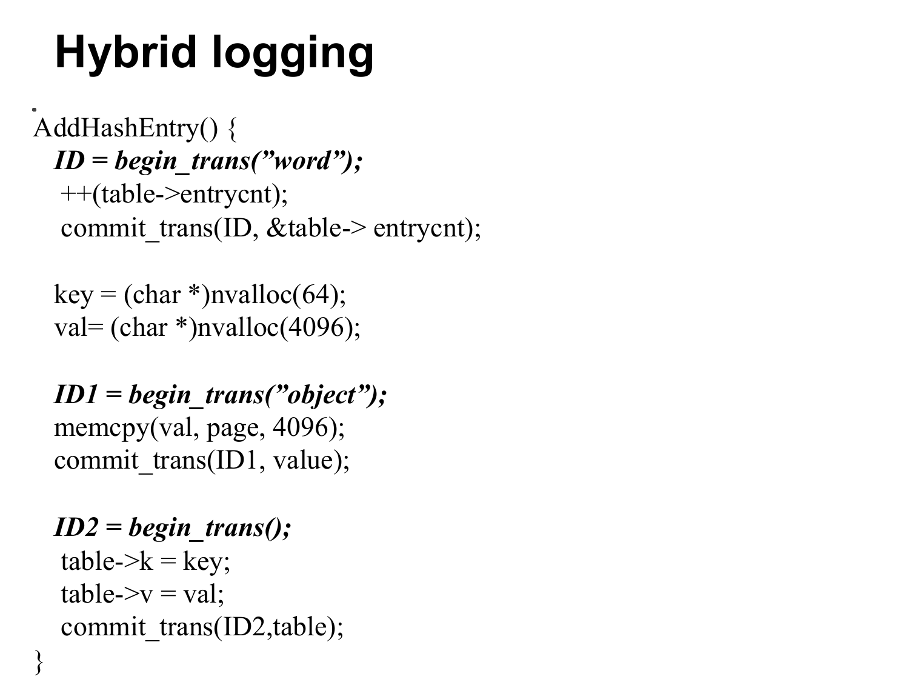# Hybrid logging

```
AddHashEntry() {
  ID = begin_trans(”word”);
   ++(table->entrycnt);
   commit_trans(ID, &table-> entrycnt);

  key = (char *)nvalloc(64);
  val= (char *)nvalloc(4096);

  ID1 = begin_trans(”object”);
  memcpy(val, page, 4096);
  commit_trans(ID1, value);

  ID2 = begin_trans();
   table->k = key;
   table->v = val;
   commit_trans(ID2,table);
}
```